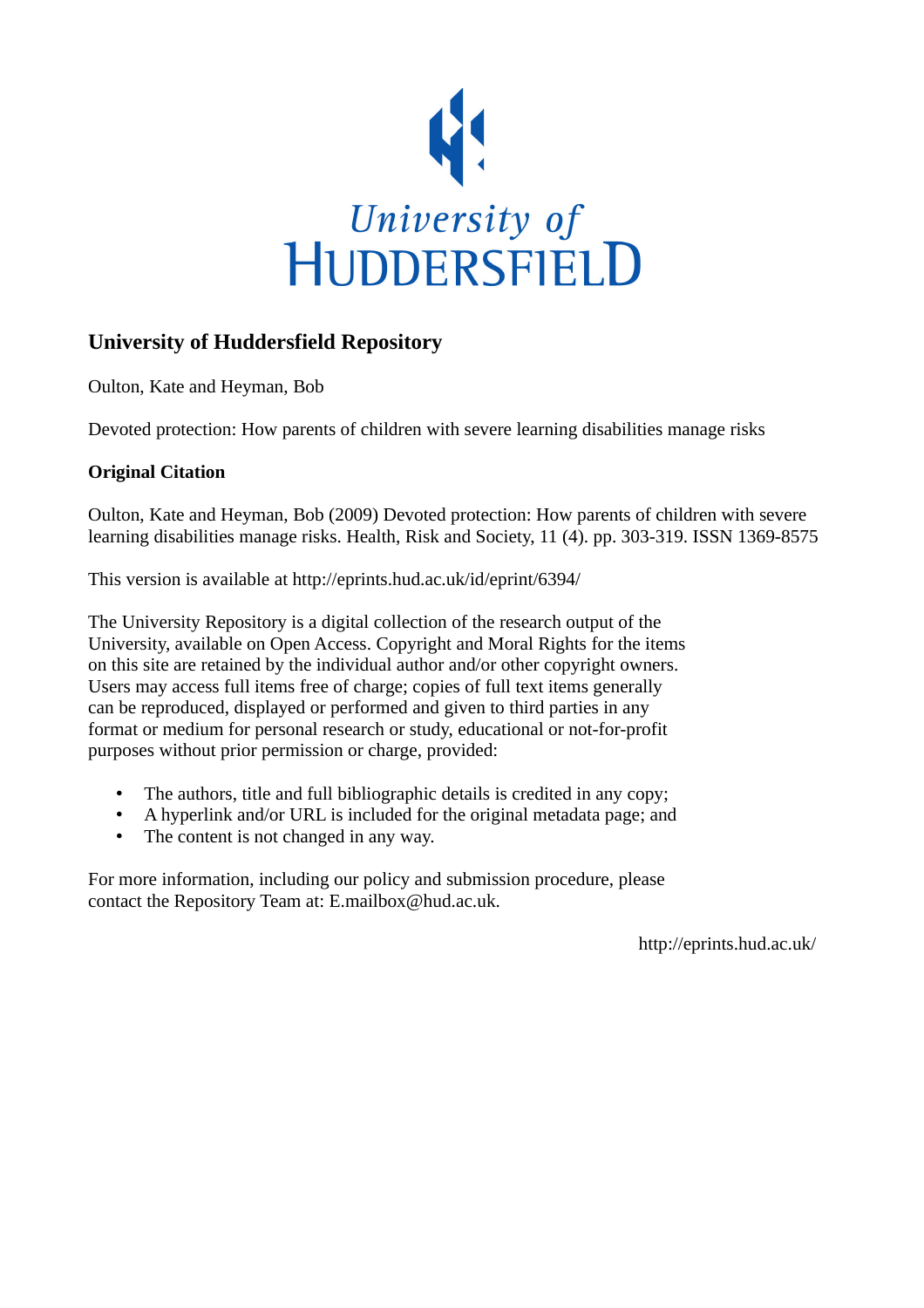University of
HUDDERSFIELD

## University of Huddersfield Repository

Oulton, Kate and Heyman, Bob

Devoted protection: How parents of children with severe learning disabilities manage risks

### Original Citation

Oulton, Kate and Heyman, Bob (2009) Devoted protection: How parents of children with severe learning disabilities manage risks. Health, Risk and Society, 11 (4). pp. 303-319. ISSN 1369-8575

This version is available at http://eprints.hud.ac.uk/id/eprint/6394/

The University Repository is a digital collection of the research output of the University, available on Open Access. Copyright and Moral Rights for the items on this site are retained by the individual author and/or other copyright owners. Users may access full items free of charge; copies of full text items generally can be reproduced, displayed or performed and given to third parties in any format or medium for personal research or study, educational or not-for-profit purposes without prior permission or charge, provided:

- The authors, title and full bibliographic details is credited in any copy;
- A hyperlink and/or URL is included for the original metadata page; and
- The content is not changed in any way.

For more information, including our policy and submission procedure, please contact the Repository Team at: E.mailbox@hud.ac.uk.

http://eprints.hud.ac.uk/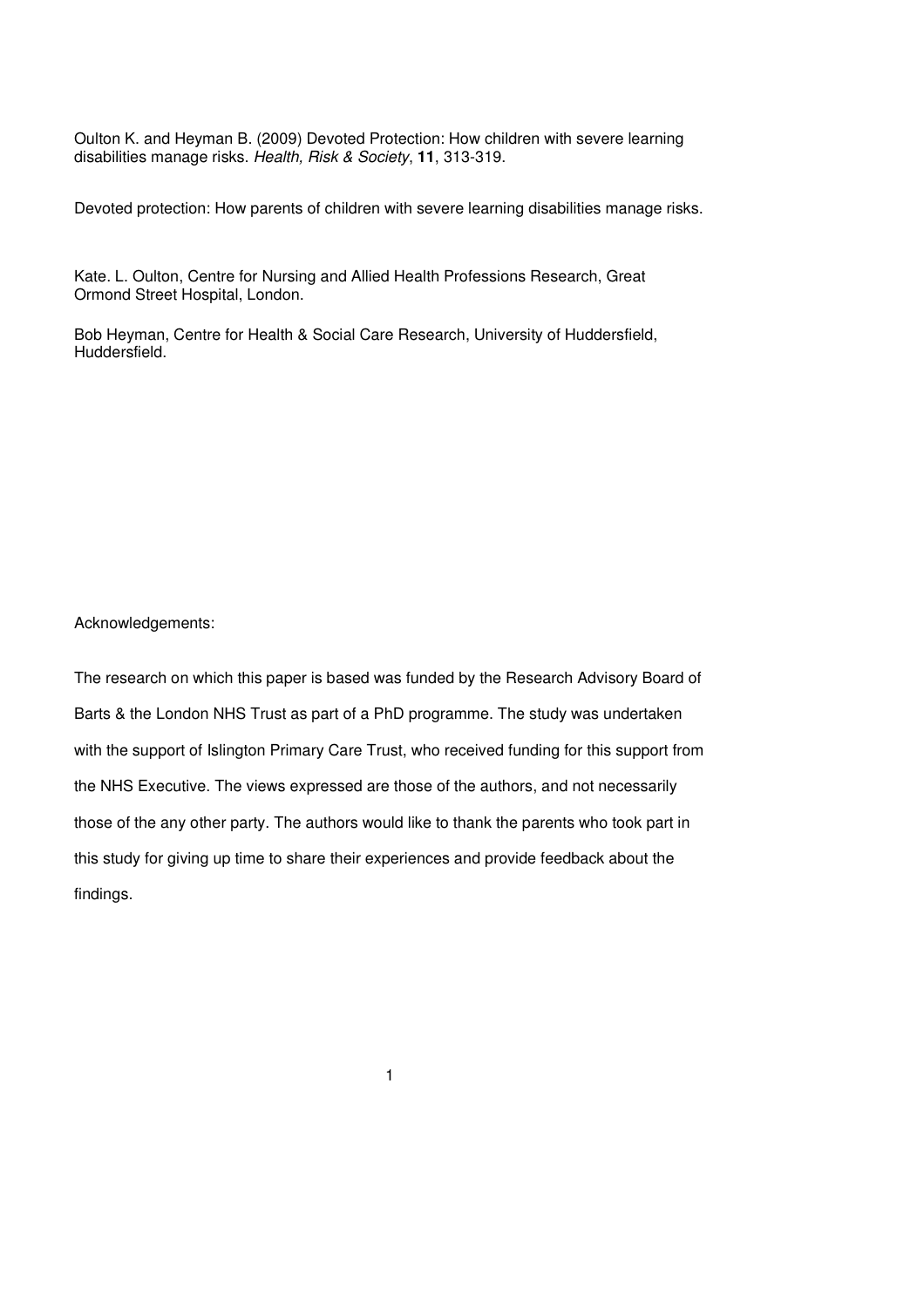Oulton K. and Heyman B. (2009) Devoted Protection: How children with severe learning disabilities manage risks. *Health, Risk & Society*, **11**, 313-319.

Devoted protection: How parents of children with severe learning disabilities manage risks.

Kate. L. Oulton, Centre for Nursing and Allied Health Professions Research, Great Ormond Street Hospital, London.

Bob Heyman, Centre for Health & Social Care Research, University of Huddersfield, Huddersfield.

Acknowledgements:

The research on which this paper is based was funded by the Research Advisory Board of Barts & the London NHS Trust as part of a PhD programme. The study was undertaken with the support of Islington Primary Care Trust, who received funding for this support from the NHS Executive. The views expressed are those of the authors, and not necessarily those of the any other party. The authors would like to thank the parents who took part in this study for giving up time to share their experiences and provide feedback about the findings.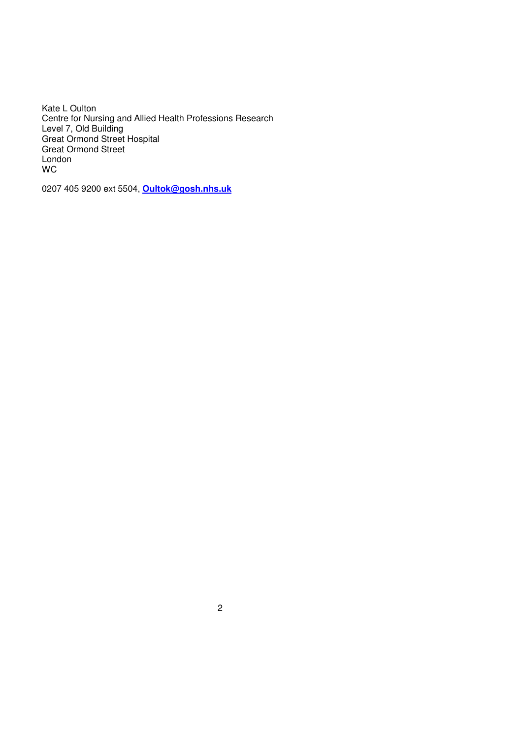Kate L Oulton
Centre for Nursing and Allied Health Professions Research
Level 7, Old Building
Great Ormond Street Hospital
Great Ormond Street
London
WC

0207 405 9200 ext 5504, **Oultok@gosh.nhs.uk**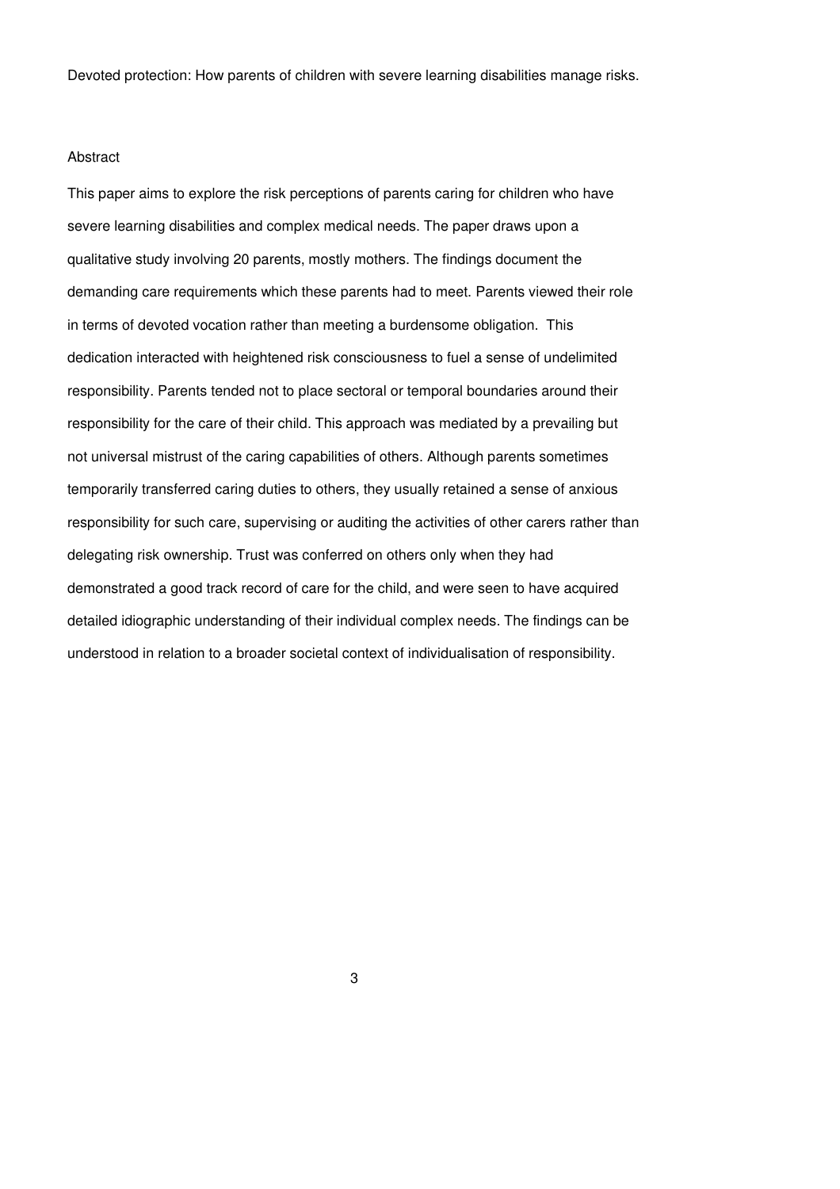Devoted protection: How parents of children with severe learning disabilities manage risks.

## Abstract

This paper aims to explore the risk perceptions of parents caring for children who have severe learning disabilities and complex medical needs. The paper draws upon a qualitative study involving 20 parents, mostly mothers. The findings document the demanding care requirements which these parents had to meet. Parents viewed their role in terms of devoted vocation rather than meeting a burdensome obligation. This dedication interacted with heightened risk consciousness to fuel a sense of undelimited responsibility. Parents tended not to place sectoral or temporal boundaries around their responsibility for the care of their child. This approach was mediated by a prevailing but not universal mistrust of the caring capabilities of others. Although parents sometimes temporarily transferred caring duties to others, they usually retained a sense of anxious responsibility for such care, supervising or auditing the activities of other carers rather than delegating risk ownership. Trust was conferred on others only when they had demonstrated a good track record of care for the child, and were seen to have acquired detailed idiographic understanding of their individual complex needs. The findings can be understood in relation to a broader societal context of individualisation of responsibility.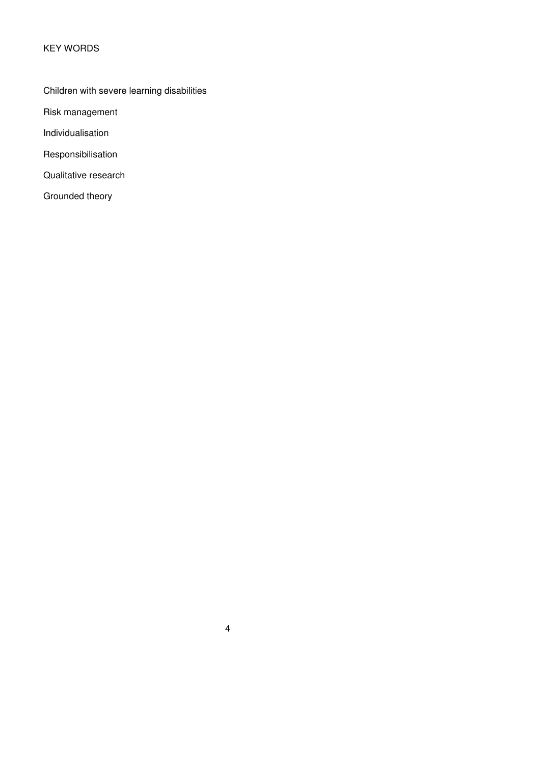## KEY WORDS

Children with severe learning disabilities

Risk management

Individualisation

Responsibilisation

Qualitative research

Grounded theory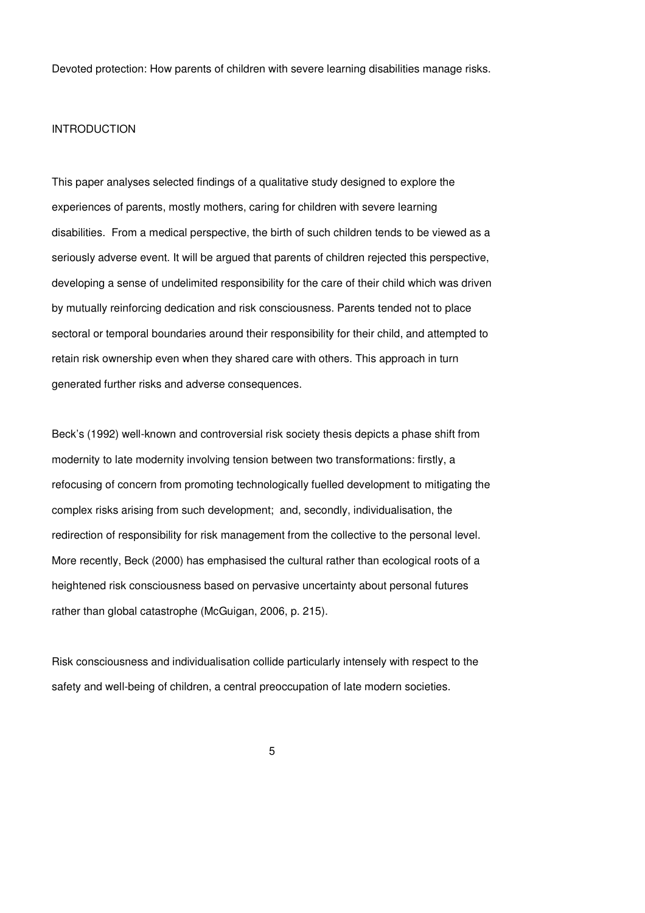Devoted protection: How parents of children with severe learning disabilities manage risks.

## INTRODUCTION

This paper analyses selected findings of a qualitative study designed to explore the experiences of parents, mostly mothers, caring for children with severe learning disabilities. From a medical perspective, the birth of such children tends to be viewed as a seriously adverse event. It will be argued that parents of children rejected this perspective, developing a sense of undelimited responsibility for the care of their child which was driven by mutually reinforcing dedication and risk consciousness. Parents tended not to place sectoral or temporal boundaries around their responsibility for their child, and attempted to retain risk ownership even when they shared care with others. This approach in turn generated further risks and adverse consequences.

Beck's (1992) well-known and controversial risk society thesis depicts a phase shift from modernity to late modernity involving tension between two transformations: firstly, a refocusing of concern from promoting technologically fuelled development to mitigating the complex risks arising from such development; and, secondly, individualisation, the redirection of responsibility for risk management from the collective to the personal level. More recently, Beck (2000) has emphasised the cultural rather than ecological roots of a heightened risk consciousness based on pervasive uncertainty about personal futures rather than global catastrophe (McGuigan, 2006, p. 215).

Risk consciousness and individualisation collide particularly intensely with respect to the safety and well-being of children, a central preoccupation of late modern societies.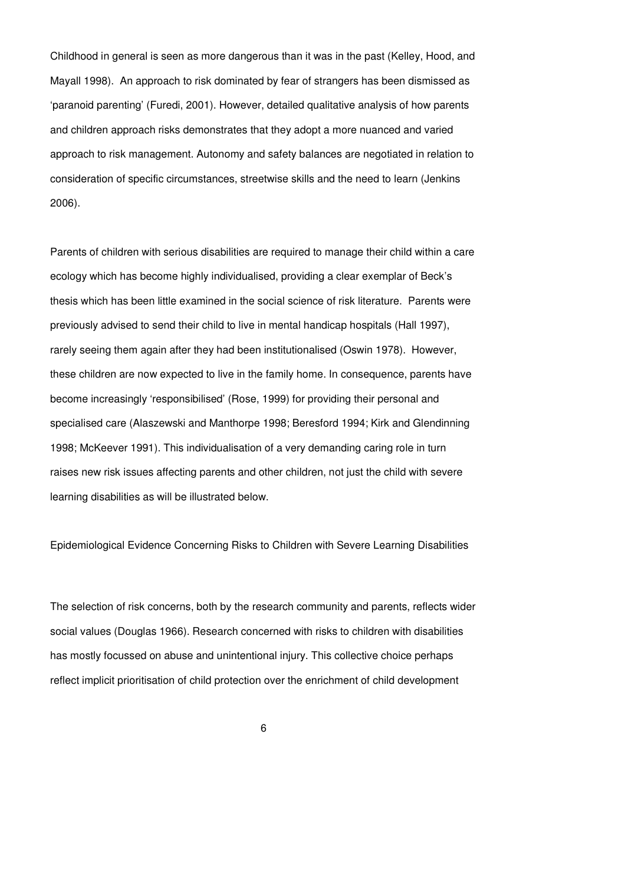Childhood in general is seen as more dangerous than it was in the past (Kelley, Hood, and Mayall 1998). An approach to risk dominated by fear of strangers has been dismissed as 'paranoid parenting' (Furedi, 2001). However, detailed qualitative analysis of how parents and children approach risks demonstrates that they adopt a more nuanced and varied approach to risk management. Autonomy and safety balances are negotiated in relation to consideration of specific circumstances, streetwise skills and the need to learn (Jenkins 2006).

Parents of children with serious disabilities are required to manage their child within a care ecology which has become highly individualised, providing a clear exemplar of Beck's thesis which has been little examined in the social science of risk literature. Parents were previously advised to send their child to live in mental handicap hospitals (Hall 1997), rarely seeing them again after they had been institutionalised (Oswin 1978). However, these children are now expected to live in the family home. In consequence, parents have become increasingly 'responsibilised' (Rose, 1999) for providing their personal and specialised care (Alaszewski and Manthorpe 1998; Beresford 1994; Kirk and Glendinning 1998; McKeever 1991). This individualisation of a very demanding caring role in turn raises new risk issues affecting parents and other children, not just the child with severe learning disabilities as will be illustrated below.

## Epidemiological Evidence Concerning Risks to Children with Severe Learning Disabilities

The selection of risk concerns, both by the research community and parents, reflects wider social values (Douglas 1966). Research concerned with risks to children with disabilities has mostly focussed on abuse and unintentional injury. This collective choice perhaps reflect implicit prioritisation of child protection over the enrichment of child development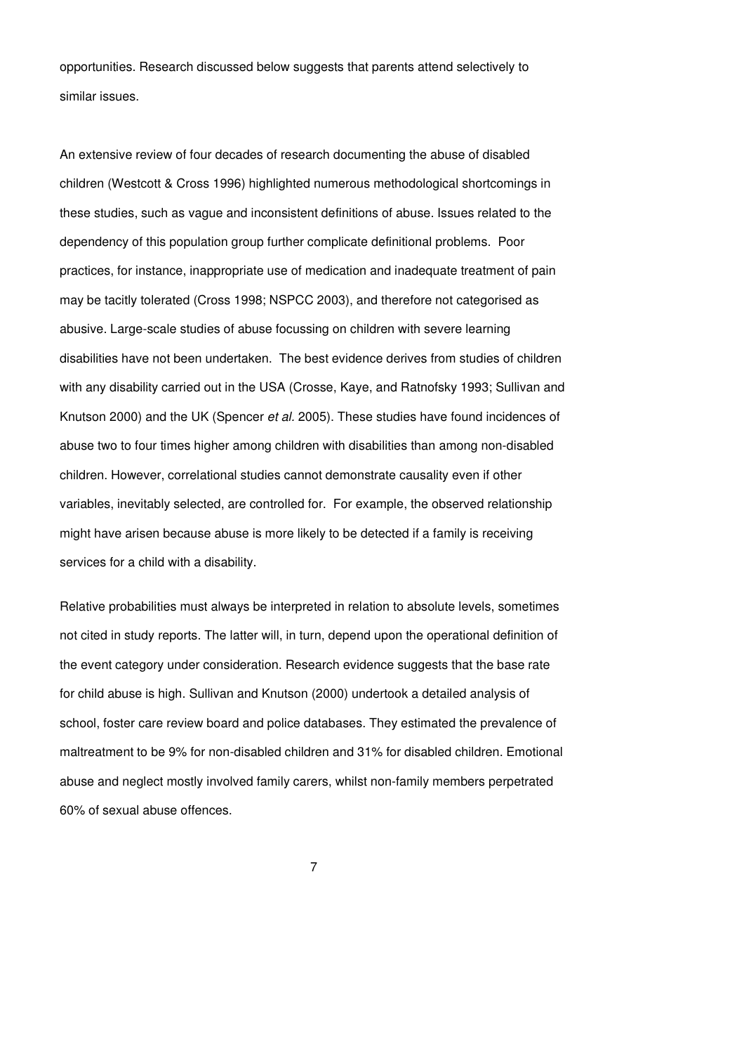opportunities. Research discussed below suggests that parents attend selectively to similar issues.

An extensive review of four decades of research documenting the abuse of disabled children (Westcott & Cross 1996) highlighted numerous methodological shortcomings in these studies, such as vague and inconsistent definitions of abuse. Issues related to the dependency of this population group further complicate definitional problems. Poor practices, for instance, inappropriate use of medication and inadequate treatment of pain may be tacitly tolerated (Cross 1998; NSPCC 2003), and therefore not categorised as abusive. Large-scale studies of abuse focussing on children with severe learning disabilities have not been undertaken. The best evidence derives from studies of children with any disability carried out in the USA (Crosse, Kaye, and Ratnofsky 1993; Sullivan and Knutson 2000) and the UK (Spencer *et al.* 2005). These studies have found incidences of abuse two to four times higher among children with disabilities than among non-disabled children. However, correlational studies cannot demonstrate causality even if other variables, inevitably selected, are controlled for. For example, the observed relationship might have arisen because abuse is more likely to be detected if a family is receiving services for a child with a disability.

Relative probabilities must always be interpreted in relation to absolute levels, sometimes not cited in study reports. The latter will, in turn, depend upon the operational definition of the event category under consideration. Research evidence suggests that the base rate for child abuse is high. Sullivan and Knutson (2000) undertook a detailed analysis of school, foster care review board and police databases. They estimated the prevalence of maltreatment to be 9% for non-disabled children and 31% for disabled children. Emotional abuse and neglect mostly involved family carers, whilst non-family members perpetrated 60% of sexual abuse offences.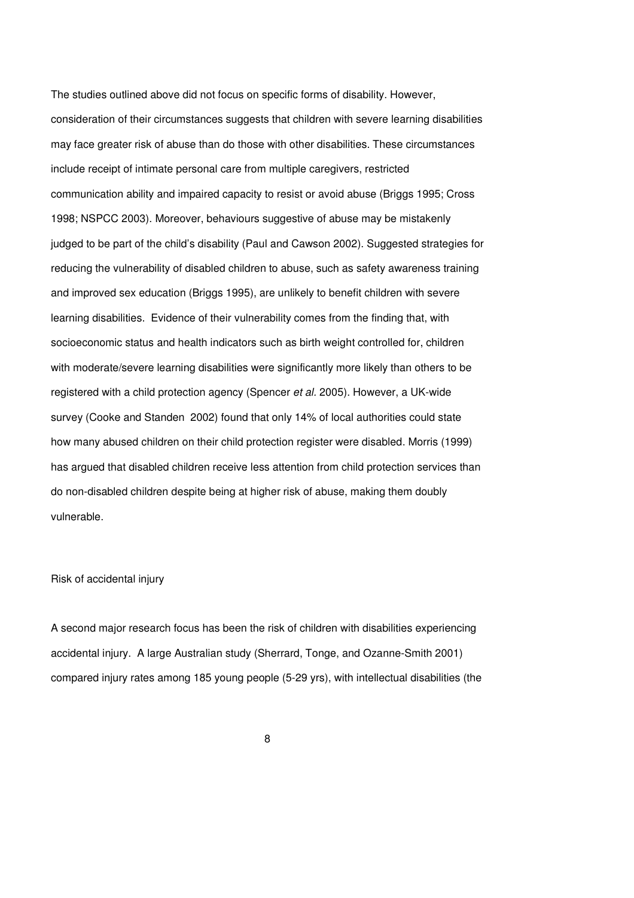The studies outlined above did not focus on specific forms of disability. However, consideration of their circumstances suggests that children with severe learning disabilities may face greater risk of abuse than do those with other disabilities. These circumstances include receipt of intimate personal care from multiple caregivers, restricted communication ability and impaired capacity to resist or avoid abuse (Briggs 1995; Cross 1998; NSPCC 2003). Moreover, behaviours suggestive of abuse may be mistakenly judged to be part of the child's disability (Paul and Cawson 2002). Suggested strategies for reducing the vulnerability of disabled children to abuse, such as safety awareness training and improved sex education (Briggs 1995), are unlikely to benefit children with severe learning disabilities. Evidence of their vulnerability comes from the finding that, with socioeconomic status and health indicators such as birth weight controlled for, children with moderate/severe learning disabilities were significantly more likely than others to be registered with a child protection agency (Spencer *et al.* 2005). However, a UK-wide survey (Cooke and Standen 2002) found that only 14% of local authorities could state how many abused children on their child protection register were disabled. Morris (1999) has argued that disabled children receive less attention from child protection services than do non-disabled children despite being at higher risk of abuse, making them doubly vulnerable.

## Risk of accidental injury

A second major research focus has been the risk of children with disabilities experiencing accidental injury. A large Australian study (Sherrard, Tonge, and Ozanne-Smith 2001) compared injury rates among 185 young people (5-29 yrs), with intellectual disabilities (the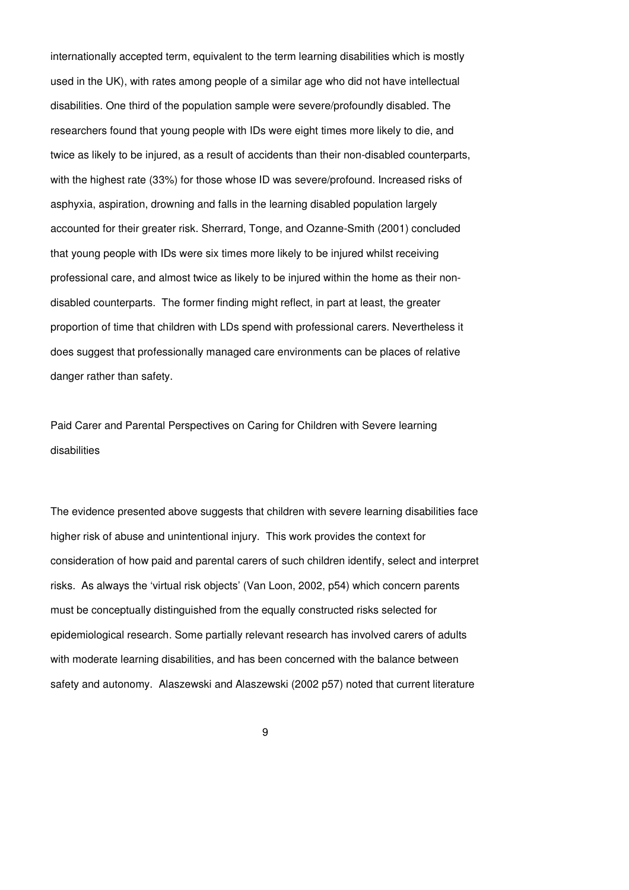internationally accepted term, equivalent to the term learning disabilities which is mostly used in the UK), with rates among people of a similar age who did not have intellectual disabilities. One third of the population sample were severe/profoundly disabled. The researchers found that young people with IDs were eight times more likely to die, and twice as likely to be injured, as a result of accidents than their non-disabled counterparts, with the highest rate (33%) for those whose ID was severe/profound. Increased risks of asphyxia, aspiration, drowning and falls in the learning disabled population largely accounted for their greater risk. Sherrard, Tonge, and Ozanne-Smith (2001) concluded that young people with IDs were six times more likely to be injured whilst receiving professional care, and almost twice as likely to be injured within the home as their non-disabled counterparts. The former finding might reflect, in part at least, the greater proportion of time that children with LDs spend with professional carers. Nevertheless it does suggest that professionally managed care environments can be places of relative danger rather than safety.

## Paid Carer and Parental Perspectives on Caring for Children with Severe learning disabilities

The evidence presented above suggests that children with severe learning disabilities face higher risk of abuse and unintentional injury. This work provides the context for consideration of how paid and parental carers of such children identify, select and interpret risks. As always the 'virtual risk objects' (Van Loon, 2002, p54) which concern parents must be conceptually distinguished from the equally constructed risks selected for epidemiological research. Some partially relevant research has involved carers of adults with moderate learning disabilities, and has been concerned with the balance between safety and autonomy. Alaszewski and Alaszewski (2002 p57) noted that current literature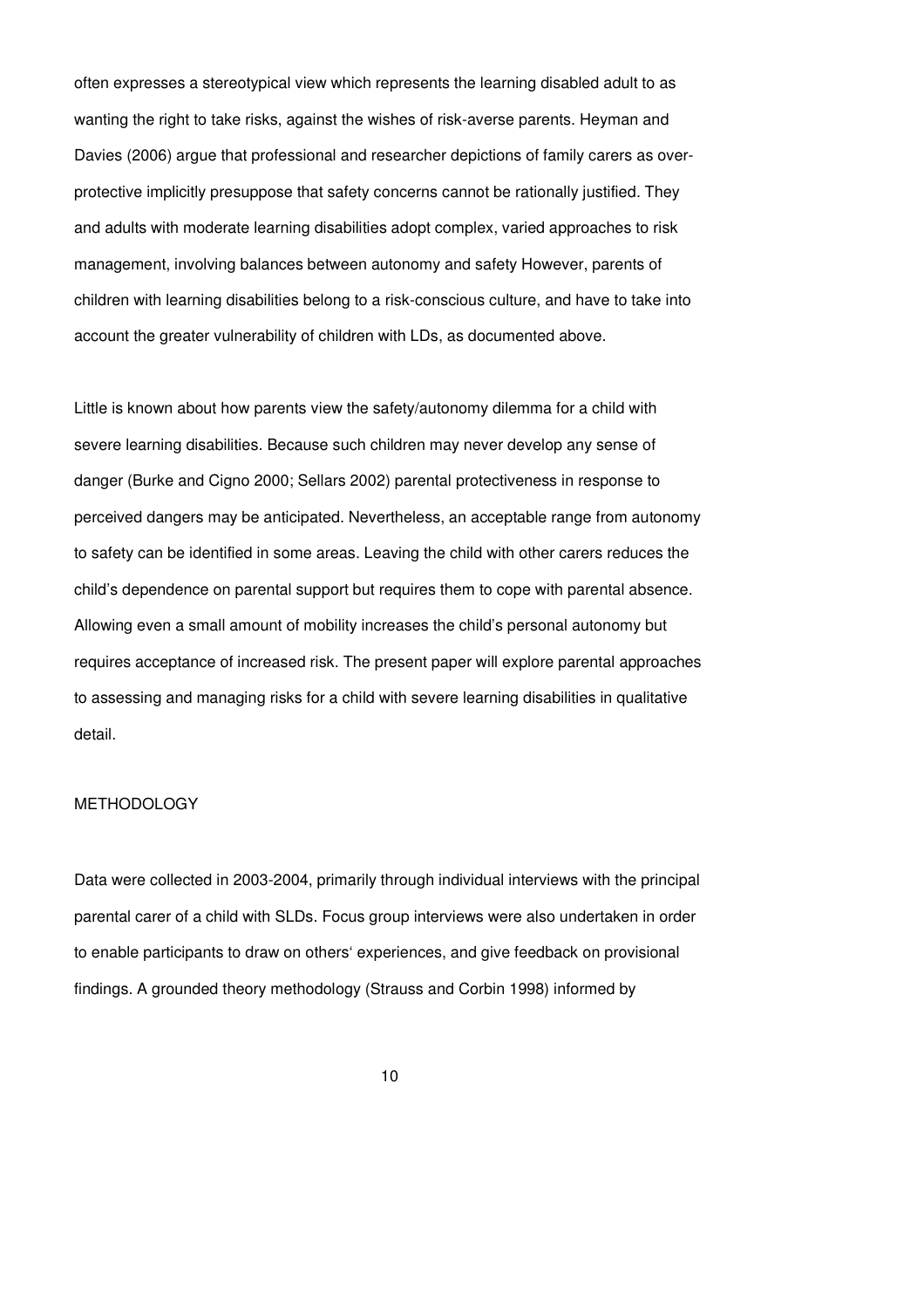often expresses a stereotypical view which represents the learning disabled adult to as wanting the right to take risks, against the wishes of risk-averse parents. Heyman and Davies (2006) argue that professional and researcher depictions of family carers as over-protective implicitly presuppose that safety concerns cannot be rationally justified. They and adults with moderate learning disabilities adopt complex, varied approaches to risk management, involving balances between autonomy and safety However, parents of children with learning disabilities belong to a risk-conscious culture, and have to take into account the greater vulnerability of children with LDs, as documented above.

Little is known about how parents view the safety/autonomy dilemma for a child with severe learning disabilities. Because such children may never develop any sense of danger (Burke and Cigno 2000; Sellars 2002) parental protectiveness in response to perceived dangers may be anticipated. Nevertheless, an acceptable range from autonomy to safety can be identified in some areas. Leaving the child with other carers reduces the child's dependence on parental support but requires them to cope with parental absence. Allowing even a small amount of mobility increases the child's personal autonomy but requires acceptance of increased risk. The present paper will explore parental approaches to assessing and managing risks for a child with severe learning disabilities in qualitative detail.

## METHODOLOGY

Data were collected in 2003-2004, primarily through individual interviews with the principal parental carer of a child with SLDs. Focus group interviews were also undertaken in order to enable participants to draw on others' experiences, and give feedback on provisional findings. A grounded theory methodology (Strauss and Corbin 1998) informed by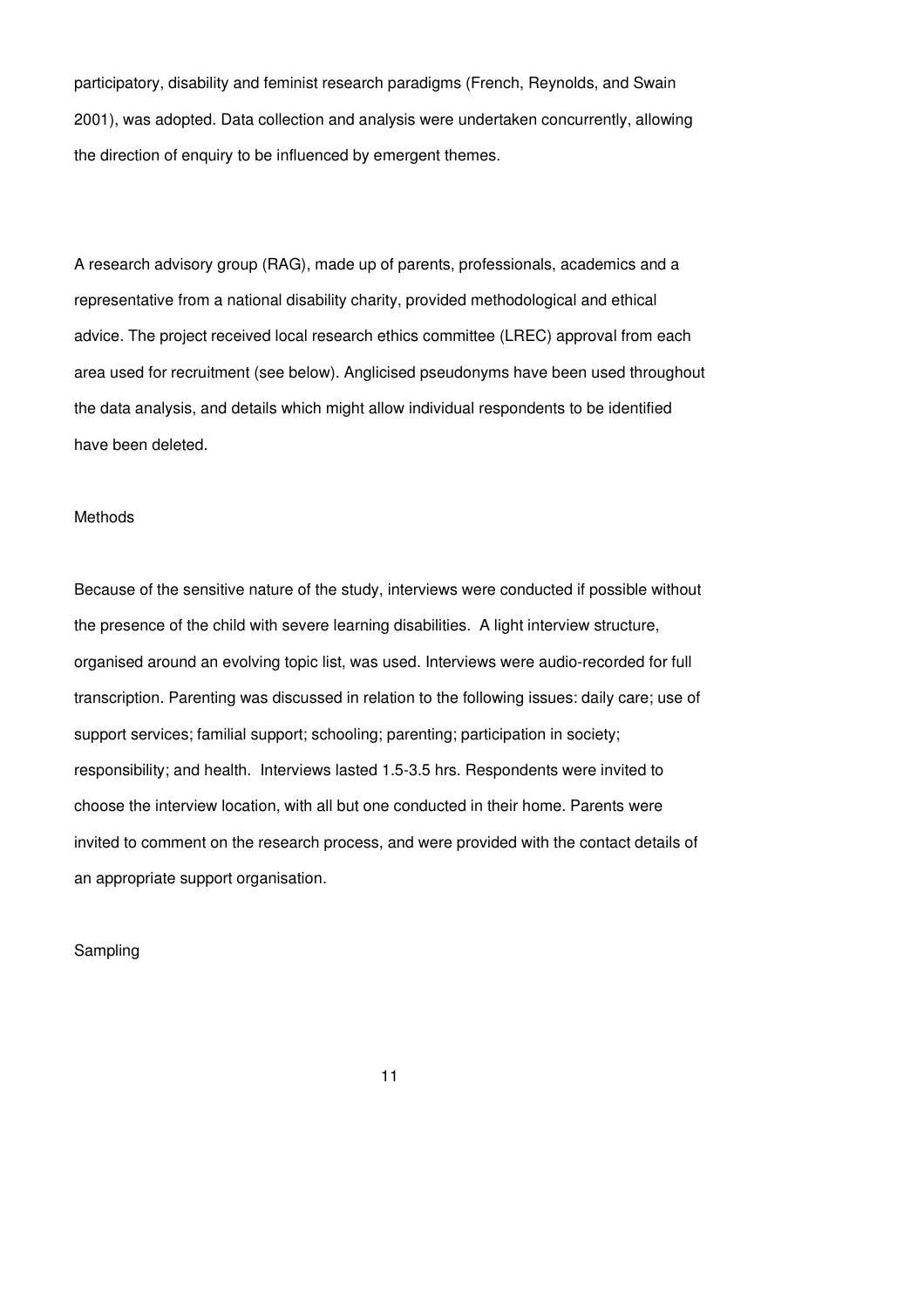participatory, disability and feminist research paradigms (French, Reynolds, and Swain 2001), was adopted. Data collection and analysis were undertaken concurrently, allowing the direction of enquiry to be influenced by emergent themes.

A research advisory group (RAG), made up of parents, professionals, academics and a representative from a national disability charity, provided methodological and ethical advice. The project received local research ethics committee (LREC) approval from each area used for recruitment (see below). Anglicised pseudonyms have been used throughout the data analysis, and details which might allow individual respondents to be identified have been deleted.

## Methods

Because of the sensitive nature of the study, interviews were conducted if possible without the presence of the child with severe learning disabilities. A light interview structure, organised around an evolving topic list, was used. Interviews were audio-recorded for full transcription. Parenting was discussed in relation to the following issues: daily care; use of support services; familial support; schooling; parenting; participation in society; responsibility; and health. Interviews lasted 1.5-3.5 hrs. Respondents were invited to choose the interview location, with all but one conducted in their home. Parents were invited to comment on the research process, and were provided with the contact details of an appropriate support organisation.

## Sampling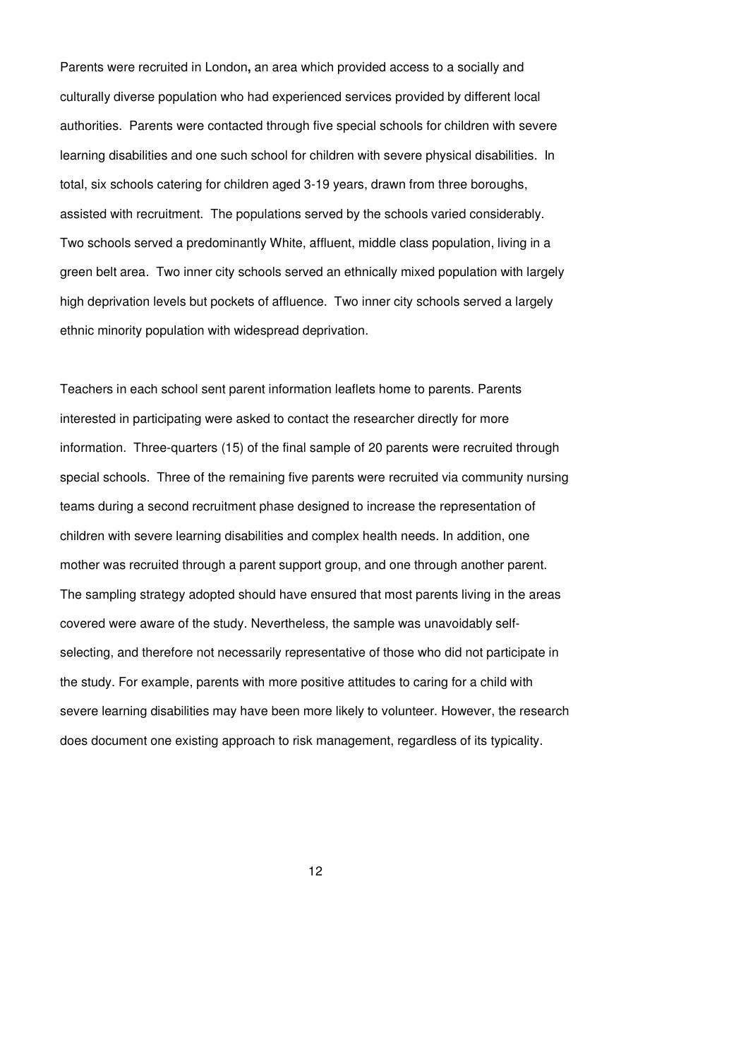Parents were recruited in London**,** an area which provided access to a socially and culturally diverse population who had experienced services provided by different local authorities. Parents were contacted through five special schools for children with severe learning disabilities and one such school for children with severe physical disabilities. In total, six schools catering for children aged 3-19 years, drawn from three boroughs, assisted with recruitment. The populations served by the schools varied considerably. Two schools served a predominantly White, affluent, middle class population, living in a green belt area. Two inner city schools served an ethnically mixed population with largely high deprivation levels but pockets of affluence. Two inner city schools served a largely ethnic minority population with widespread deprivation.

Teachers in each school sent parent information leaflets home to parents. Parents interested in participating were asked to contact the researcher directly for more information. Three-quarters (15) of the final sample of 20 parents were recruited through special schools. Three of the remaining five parents were recruited via community nursing teams during a second recruitment phase designed to increase the representation of children with severe learning disabilities and complex health needs. In addition, one mother was recruited through a parent support group, and one through another parent. The sampling strategy adopted should have ensured that most parents living in the areas covered were aware of the study. Nevertheless, the sample was unavoidably self-selecting, and therefore not necessarily representative of those who did not participate in the study. For example, parents with more positive attitudes to caring for a child with severe learning disabilities may have been more likely to volunteer. However, the research does document one existing approach to risk management, regardless of its typicality.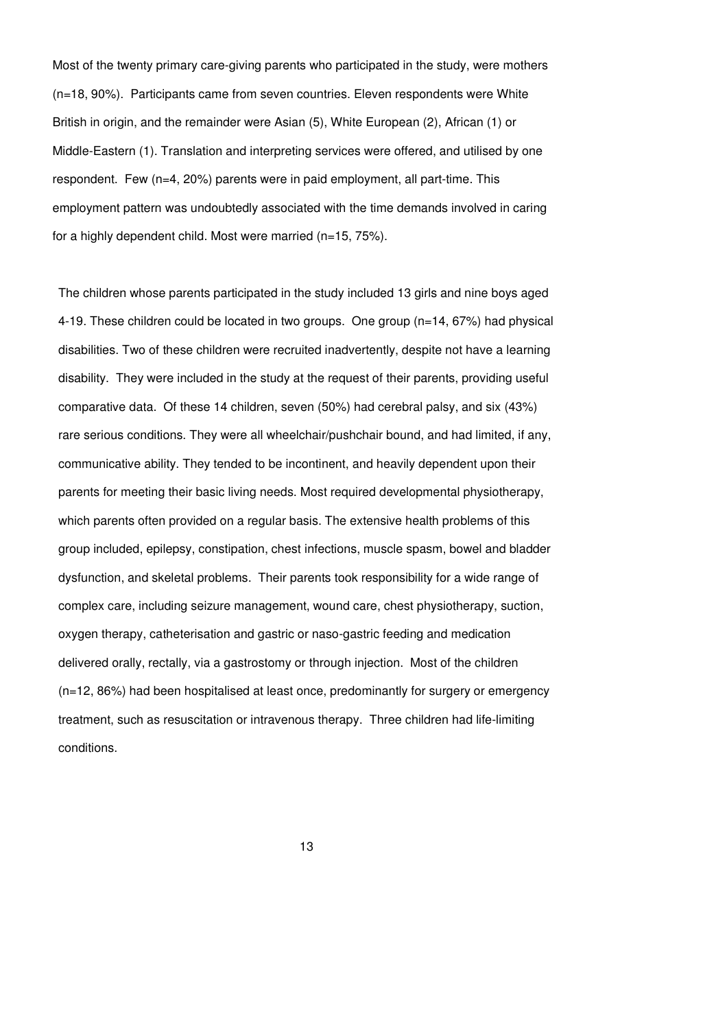Most of the twenty primary care-giving parents who participated in the study, were mothers (n=18, 90%). Participants came from seven countries. Eleven respondents were White British in origin, and the remainder were Asian (5), White European (2), African (1) or Middle-Eastern (1). Translation and interpreting services were offered, and utilised by one respondent. Few (n=4, 20%) parents were in paid employment, all part-time. This employment pattern was undoubtedly associated with the time demands involved in caring for a highly dependent child. Most were married (n=15, 75%).

The children whose parents participated in the study included 13 girls and nine boys aged 4-19. These children could be located in two groups. One group (n=14, 67%) had physical disabilities. Two of these children were recruited inadvertently, despite not have a learning disability. They were included in the study at the request of their parents, providing useful comparative data. Of these 14 children, seven (50%) had cerebral palsy, and six (43%) rare serious conditions. They were all wheelchair/pushchair bound, and had limited, if any, communicative ability. They tended to be incontinent, and heavily dependent upon their parents for meeting their basic living needs. Most required developmental physiotherapy, which parents often provided on a regular basis. The extensive health problems of this group included, epilepsy, constipation, chest infections, muscle spasm, bowel and bladder dysfunction, and skeletal problems. Their parents took responsibility for a wide range of complex care, including seizure management, wound care, chest physiotherapy, suction, oxygen therapy, catheterisation and gastric or naso-gastric feeding and medication delivered orally, rectally, via a gastrostomy or through injection. Most of the children (n=12, 86%) had been hospitalised at least once, predominantly for surgery or emergency treatment, such as resuscitation or intravenous therapy. Three children had life-limiting conditions.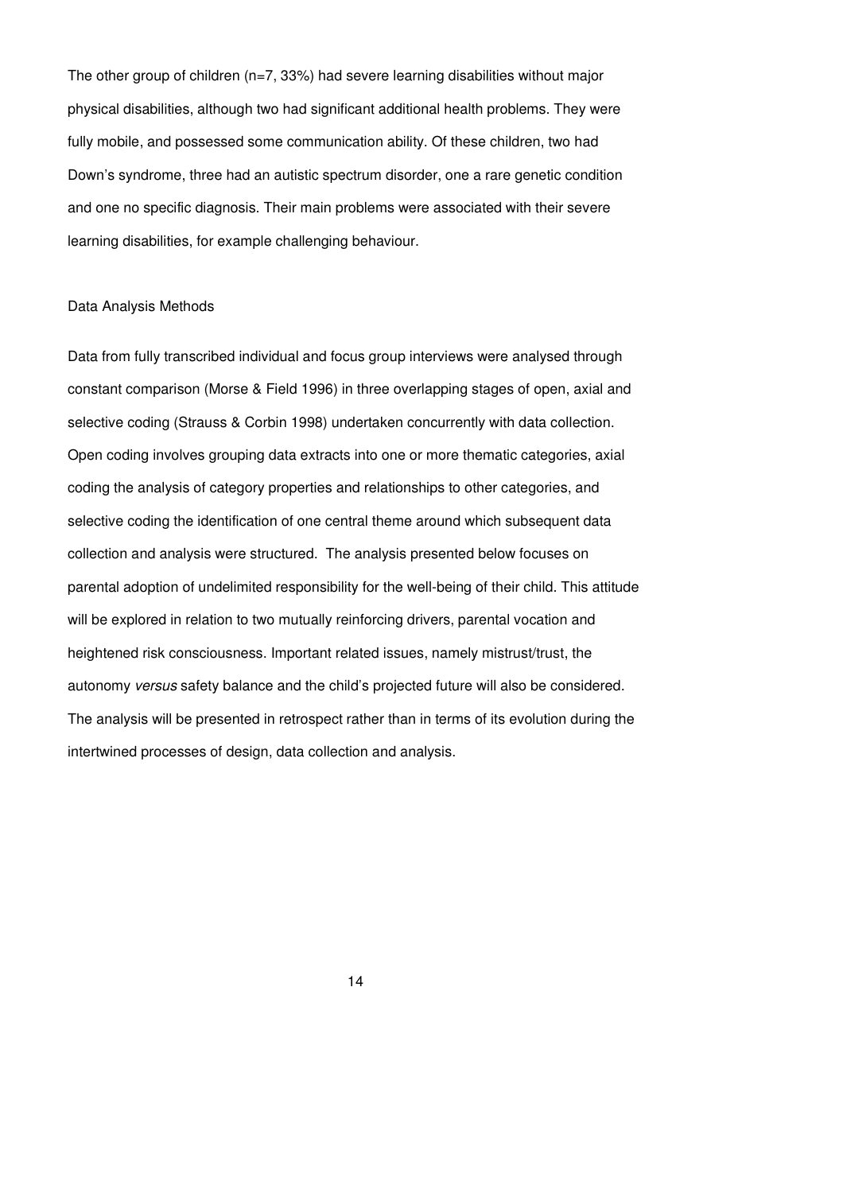The other group of children (n=7, 33%) had severe learning disabilities without major physical disabilities, although two had significant additional health problems. They were fully mobile, and possessed some communication ability. Of these children, two had Down's syndrome, three had an autistic spectrum disorder, one a rare genetic condition and one no specific diagnosis. Their main problems were associated with their severe learning disabilities, for example challenging behaviour.

## Data Analysis Methods

Data from fully transcribed individual and focus group interviews were analysed through constant comparison (Morse & Field 1996) in three overlapping stages of open, axial and selective coding (Strauss & Corbin 1998) undertaken concurrently with data collection. Open coding involves grouping data extracts into one or more thematic categories, axial coding the analysis of category properties and relationships to other categories, and selective coding the identification of one central theme around which subsequent data collection and analysis were structured. The analysis presented below focuses on parental adoption of undelimited responsibility for the well-being of their child. This attitude will be explored in relation to two mutually reinforcing drivers, parental vocation and heightened risk consciousness. Important related issues, namely mistrust/trust, the autonomy *versus* safety balance and the child's projected future will also be considered. The analysis will be presented in retrospect rather than in terms of its evolution during the intertwined processes of design, data collection and analysis.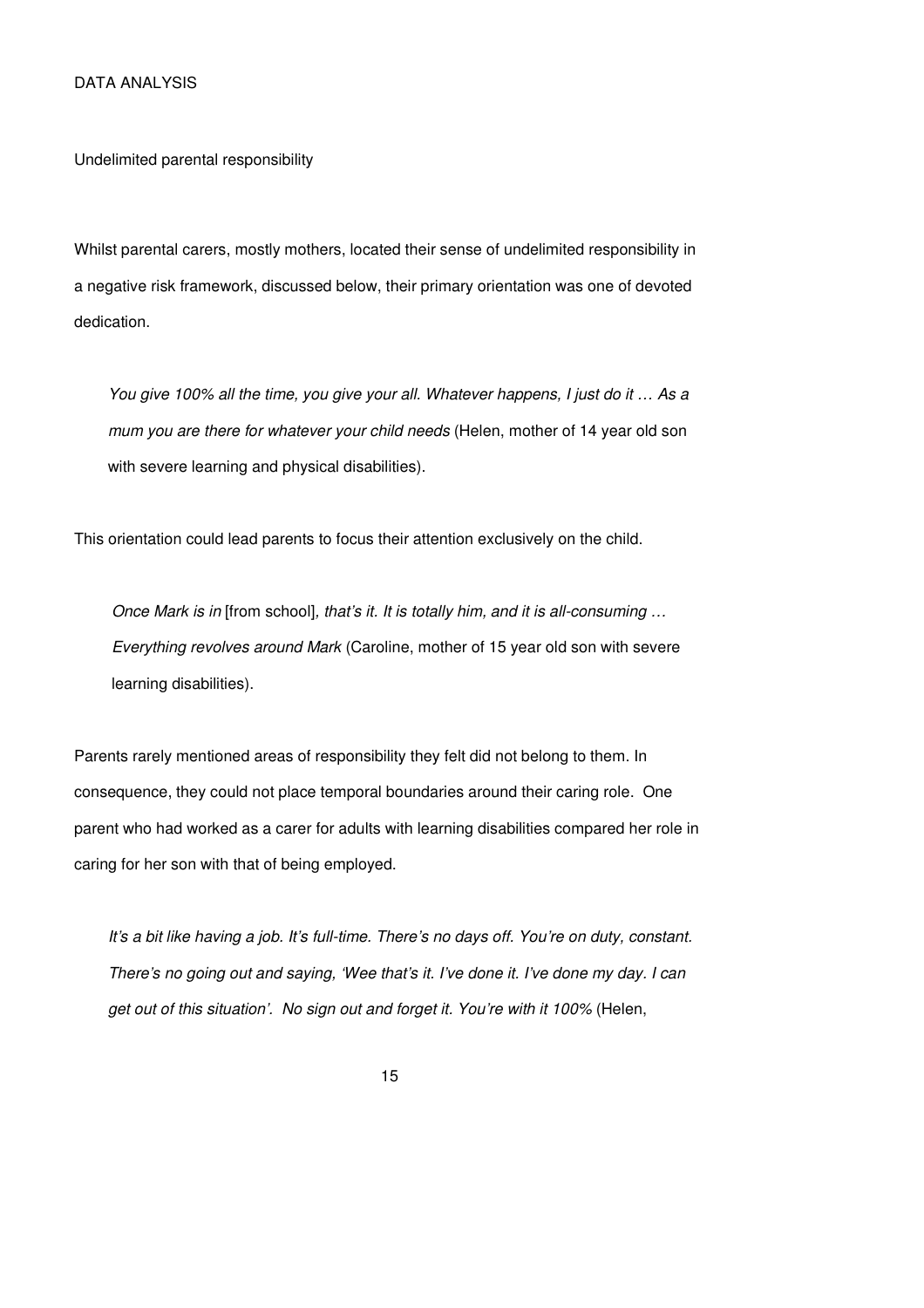DATA ANALYSIS

Undelimited parental responsibility

Whilst parental carers, mostly mothers, located their sense of undelimited responsibility in a negative risk framework, discussed below, their primary orientation was one of devoted dedication.

> *You give 100% all the time, you give your all. Whatever happens, I just do it … As a mum you are there for whatever your child needs* (Helen, mother of 14 year old son with severe learning and physical disabilities).

This orientation could lead parents to focus their attention exclusively on the child.

> *Once Mark is in* [from school]*, that's it. It is totally him, and it is all-consuming … Everything revolves around Mark* (Caroline, mother of 15 year old son with severe learning disabilities).

Parents rarely mentioned areas of responsibility they felt did not belong to them. In consequence, they could not place temporal boundaries around their caring role. One parent who had worked as a carer for adults with learning disabilities compared her role in caring for her son with that of being employed.

> *It's a bit like having a job. It's full-time. There's no days off. You're on duty, constant. There's no going out and saying, 'Wee that's it. I've done it. I've done my day. I can get out of this situation'. No sign out and forget it. You're with it 100%* (Helen,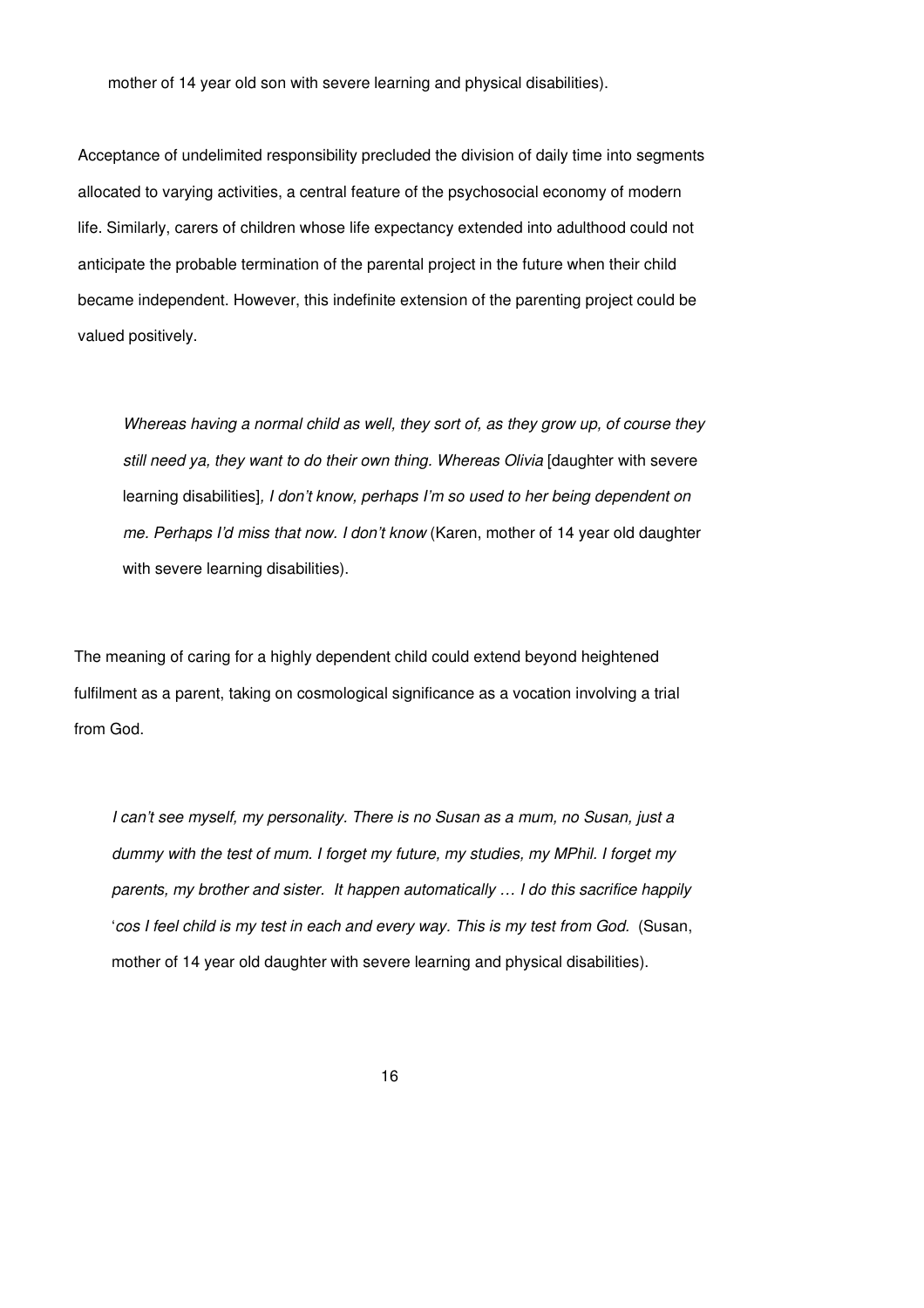mother of 14 year old son with severe learning and physical disabilities).

Acceptance of undelimited responsibility precluded the division of daily time into segments allocated to varying activities, a central feature of the psychosocial economy of modern life. Similarly, carers of children whose life expectancy extended into adulthood could not anticipate the probable termination of the parental project in the future when their child became independent. However, this indefinite extension of the parenting project could be valued positively.

> *Whereas having a normal child as well, they sort of, as they grow up, of course they still need ya, they want to do their own thing. Whereas Olivia* [daughter with severe learning disabilities]*, I don't know, perhaps I'm so used to her being dependent on me. Perhaps I'd miss that now. I don't know* (Karen, mother of 14 year old daughter with severe learning disabilities).

The meaning of caring for a highly dependent child could extend beyond heightened fulfilment as a parent, taking on cosmological significance as a vocation involving a trial from God.

> *I can't see myself, my personality. There is no Susan as a mum, no Susan, just a dummy with the test of mum. I forget my future, my studies, my MPhil. I forget my parents, my brother and sister. It happen automatically … I do this sacrifice happily 'cos I feel child is my test in each and every way. This is my test from God.* (Susan, mother of 14 year old daughter with severe learning and physical disabilities).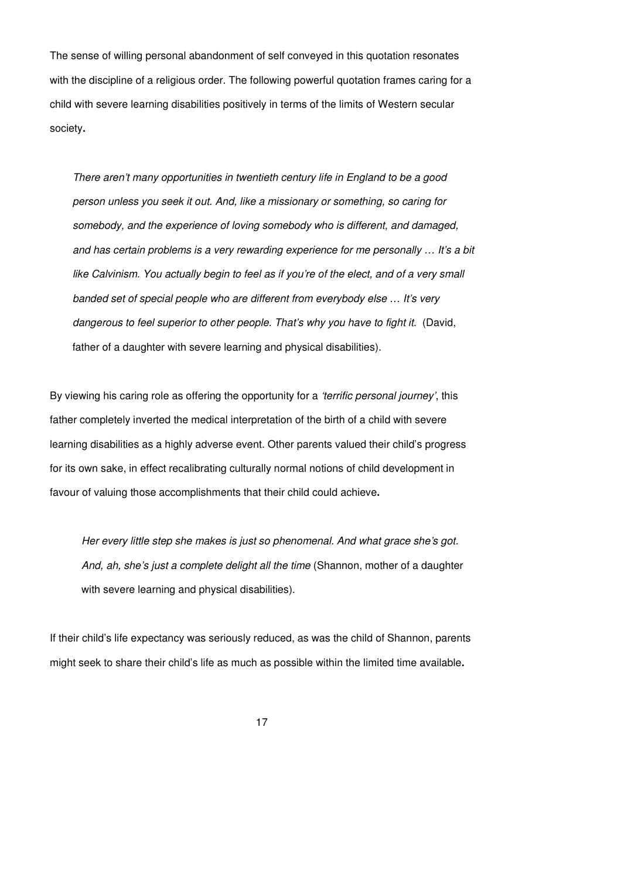The sense of willing personal abandonment of self conveyed in this quotation resonates with the discipline of a religious order. The following powerful quotation frames caring for a child with severe learning disabilities positively in terms of the limits of Western secular society.

> *There aren't many opportunities in twentieth century life in England to be a good person unless you seek it out. And, like a missionary or something, so caring for somebody, and the experience of loving somebody who is different, and damaged, and has certain problems is a very rewarding experience for me personally … It's a bit like Calvinism. You actually begin to feel as if you're of the elect, and of a very small banded set of special people who are different from everybody else … It's very dangerous to feel superior to other people. That's why you have to fight it.* (David, father of a daughter with severe learning and physical disabilities).

By viewing his caring role as offering the opportunity for a *'terrific personal journey'*, this father completely inverted the medical interpretation of the birth of a child with severe learning disabilities as a highly adverse event. Other parents valued their child's progress for its own sake, in effect recalibrating culturally normal notions of child development in favour of valuing those accomplishments that their child could achieve.

> *Her every little step she makes is just so phenomenal. And what grace she's got. And, ah, she's just a complete delight all the time* (Shannon, mother of a daughter with severe learning and physical disabilities).

If their child's life expectancy was seriously reduced, as was the child of Shannon, parents might seek to share their child's life as much as possible within the limited time available.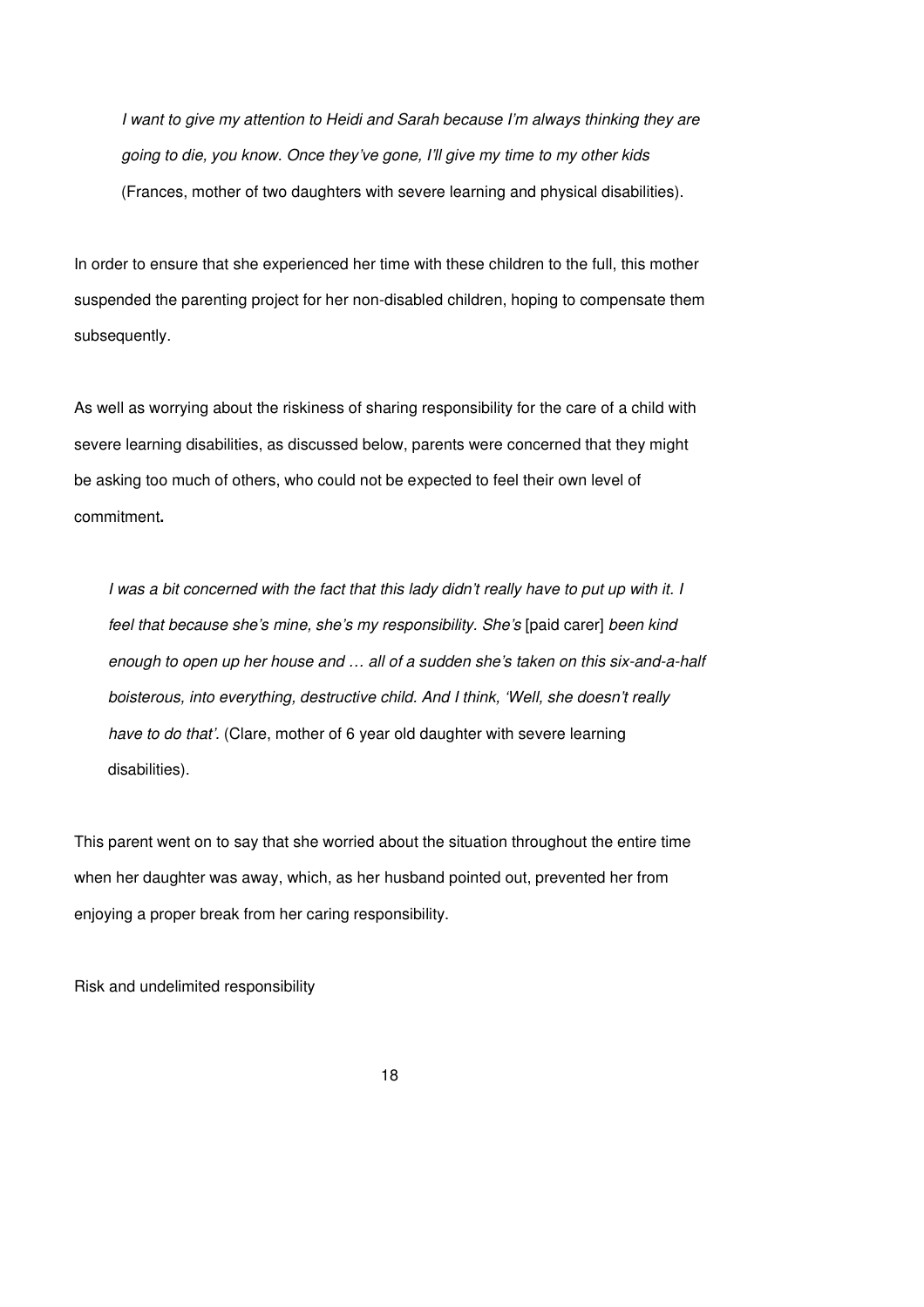> *I want to give my attention to Heidi and Sarah because I'm always thinking they are going to die, you know. Once they've gone, I'll give my time to my other kids* (Frances, mother of two daughters with severe learning and physical disabilities).

In order to ensure that she experienced her time with these children to the full, this mother suspended the parenting project for her non-disabled children, hoping to compensate them subsequently.

As well as worrying about the riskiness of sharing responsibility for the care of a child with severe learning disabilities, as discussed below, parents were concerned that they might be asking too much of others, who could not be expected to feel their own level of commitment**.**

> *I was a bit concerned with the fact that this lady didn't really have to put up with it. I feel that because she's mine, she's my responsibility. She's* [paid carer] *been kind enough to open up her house and … all of a sudden she's taken on this six-and-a-half boisterous, into everything, destructive child. And I think, 'Well, she doesn't really have to do that'.* (Clare, mother of 6 year old daughter with severe learning disabilities).

This parent went on to say that she worried about the situation throughout the entire time when her daughter was away, which, as her husband pointed out, prevented her from enjoying a proper break from her caring responsibility.

Risk and undelimited responsibility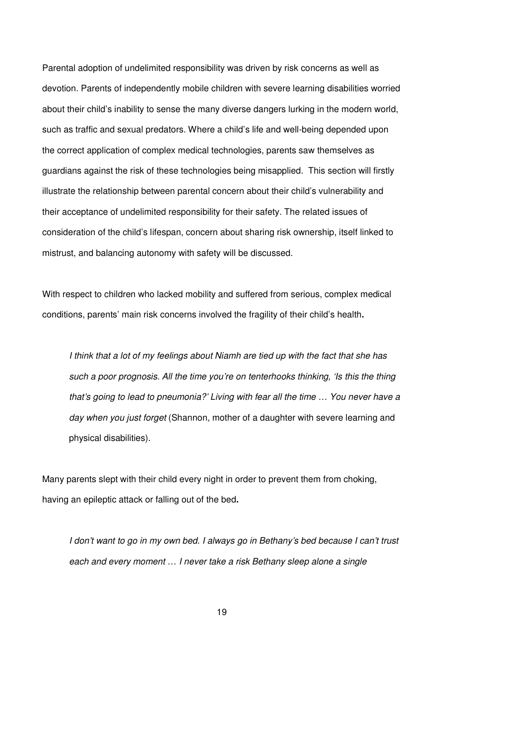Parental adoption of undelimited responsibility was driven by risk concerns as well as devotion. Parents of independently mobile children with severe learning disabilities worried about their child's inability to sense the many diverse dangers lurking in the modern world, such as traffic and sexual predators. Where a child's life and well-being depended upon the correct application of complex medical technologies, parents saw themselves as guardians against the risk of these technologies being misapplied. This section will firstly illustrate the relationship between parental concern about their child's vulnerability and their acceptance of undelimited responsibility for their safety. The related issues of consideration of the child's lifespan, concern about sharing risk ownership, itself linked to mistrust, and balancing autonomy with safety will be discussed.

With respect to children who lacked mobility and suffered from serious, complex medical conditions, parents' main risk concerns involved the fragility of their child's health**.**

> *I think that a lot of my feelings about Niamh are tied up with the fact that she has such a poor prognosis. All the time you're on tenterhooks thinking, 'Is this the thing that's going to lead to pneumonia?' Living with fear all the time … You never have a day when you just forget* (Shannon, mother of a daughter with severe learning and physical disabilities).

Many parents slept with their child every night in order to prevent them from choking, having an epileptic attack or falling out of the bed**.**

> *I don't want to go in my own bed. I always go in Bethany's bed because I can't trust each and every moment … I never take a risk Bethany sleep alone a single*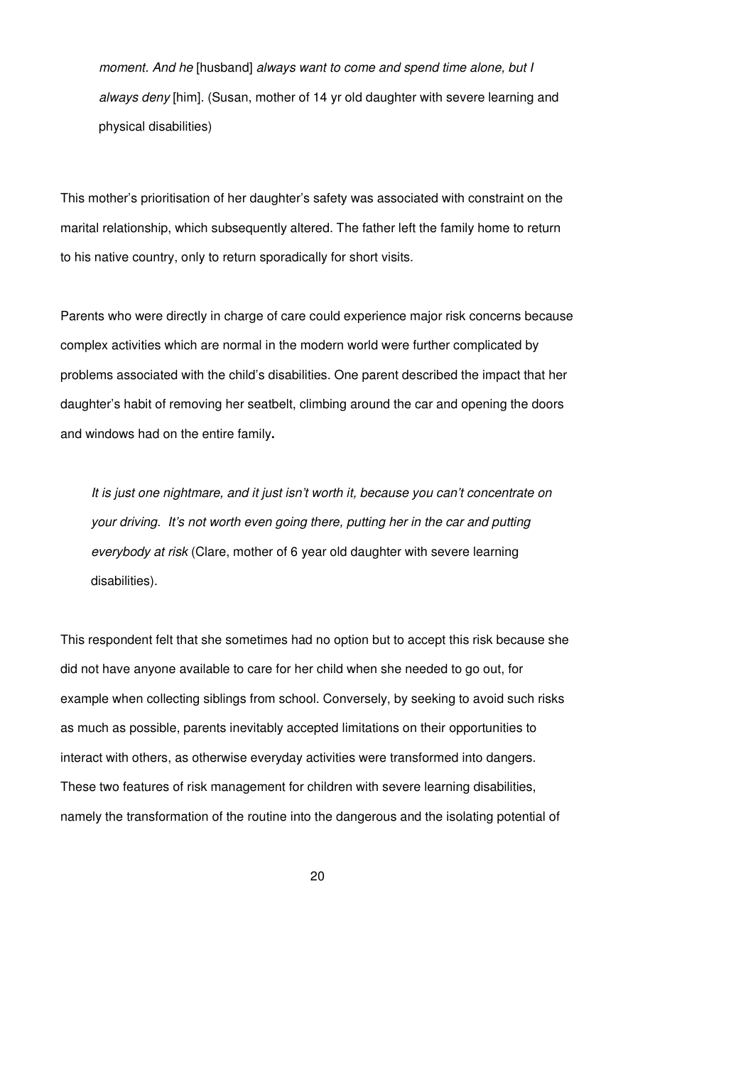*moment. And he* [husband] *always want to come and spend time alone, but I always deny* [him]. (Susan, mother of 14 yr old daughter with severe learning and physical disabilities)

This mother's prioritisation of her daughter's safety was associated with constraint on the marital relationship, which subsequently altered. The father left the family home to return to his native country, only to return sporadically for short visits.

Parents who were directly in charge of care could experience major risk concerns because complex activities which are normal in the modern world were further complicated by problems associated with the child's disabilities. One parent described the impact that her daughter's habit of removing her seatbelt, climbing around the car and opening the doors and windows had on the entire family**.**

*It is just one nightmare, and it just isn't worth it, because you can't concentrate on your driving. It's not worth even going there, putting her in the car and putting everybody at risk* (Clare, mother of 6 year old daughter with severe learning disabilities).

This respondent felt that she sometimes had no option but to accept this risk because she did not have anyone available to care for her child when she needed to go out, for example when collecting siblings from school. Conversely, by seeking to avoid such risks as much as possible, parents inevitably accepted limitations on their opportunities to interact with others, as otherwise everyday activities were transformed into dangers. These two features of risk management for children with severe learning disabilities, namely the transformation of the routine into the dangerous and the isolating potential of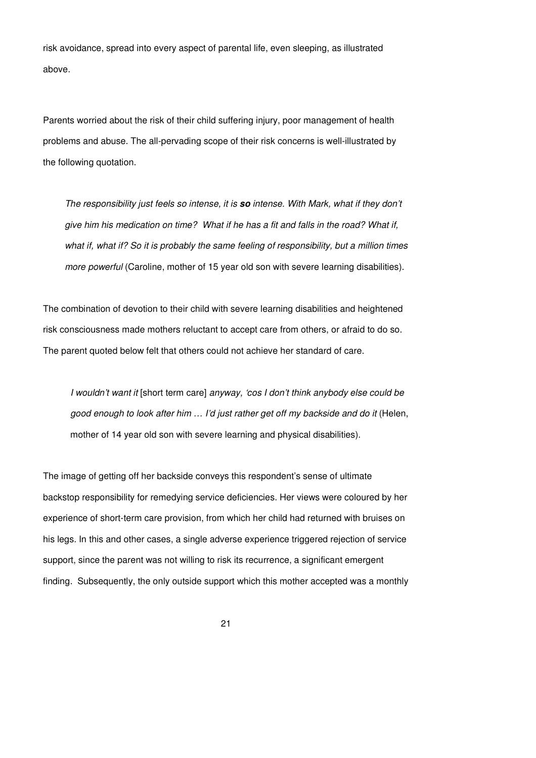risk avoidance, spread into every aspect of parental life, even sleeping, as illustrated above.

Parents worried about the risk of their child suffering injury, poor management of health problems and abuse. The all-pervading scope of their risk concerns is well-illustrated by the following quotation.

> *The responsibility just feels so intense, it is* ***so*** *intense. With Mark, what if they don't give him his medication on time? What if he has a fit and falls in the road? What if, what if, what if? So it is probably the same feeling of responsibility, but a million times more powerful* (Caroline, mother of 15 year old son with severe learning disabilities).

The combination of devotion to their child with severe learning disabilities and heightened risk consciousness made mothers reluctant to accept care from others, or afraid to do so. The parent quoted below felt that others could not achieve her standard of care.

> *I wouldn't want it* [short term care] *anyway, 'cos I don't think anybody else could be good enough to look after him … I'd just rather get off my backside and do it* (Helen, mother of 14 year old son with severe learning and physical disabilities).

The image of getting off her backside conveys this respondent's sense of ultimate backstop responsibility for remedying service deficiencies. Her views were coloured by her experience of short-term care provision, from which her child had returned with bruises on his legs. In this and other cases, a single adverse experience triggered rejection of service support, since the parent was not willing to risk its recurrence, a significant emergent finding. Subsequently, the only outside support which this mother accepted was a monthly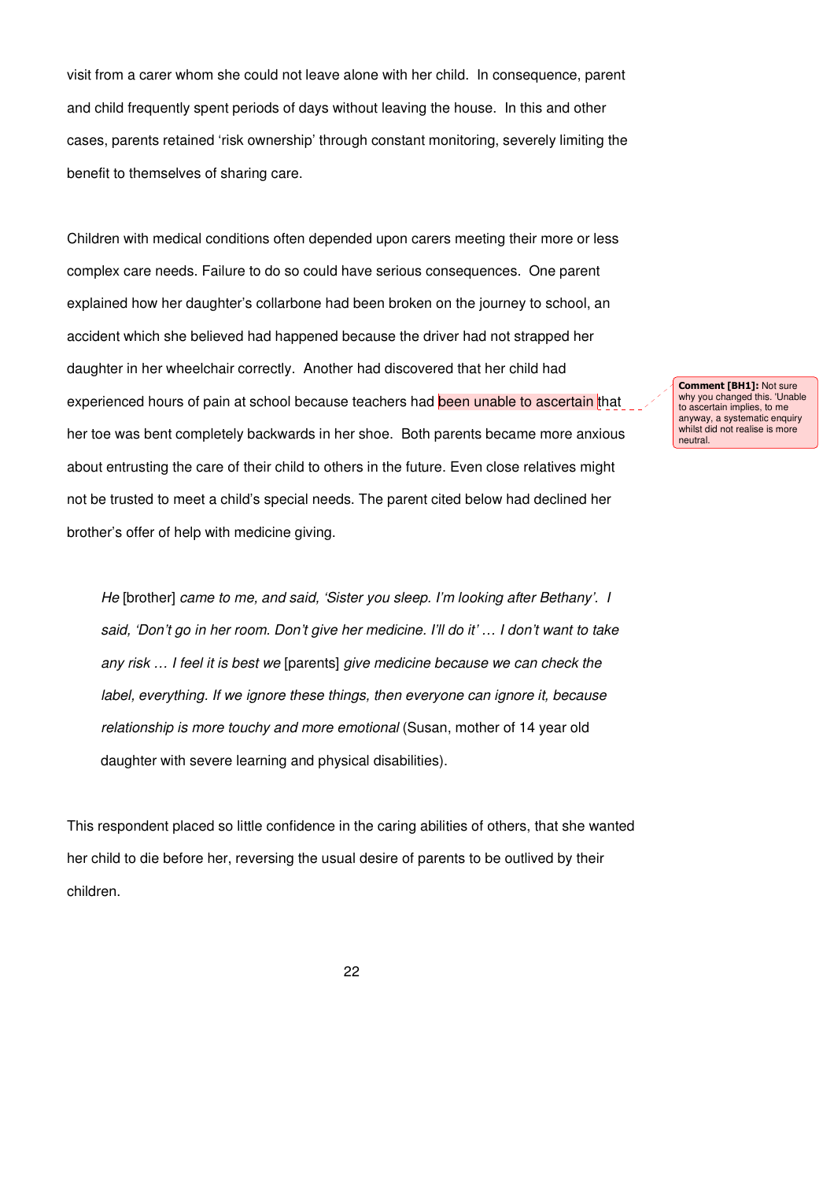visit from a carer whom she could not leave alone with her child. In consequence, parent and child frequently spent periods of days without leaving the house. In this and other cases, parents retained 'risk ownership' through constant monitoring, severely limiting the benefit to themselves of sharing care.

Children with medical conditions often depended upon carers meeting their more or less complex care needs. Failure to do so could have serious consequences. One parent explained how her daughter's collarbone had been broken on the journey to school, an accident which she believed had happened because the driver had not strapped her daughter in her wheelchair correctly. Another had discovered that her child had experienced hours of pain at school because teachers had been unable to ascertain that her toe was bent completely backwards in her shoe. Both parents became more anxious about entrusting the care of their child to others in the future. Even close relatives might not be trusted to meet a child's special needs. The parent cited below had declined her brother's offer of help with medicine giving.

**Comment [BH1]:** Not sure why you changed this. 'Unable to ascertain implies, to me anyway, a systematic enquiry whilst did not realise is more neutral.

> *He* [brother] *came to me, and said, 'Sister you sleep. I'm looking after Bethany'. I said, 'Don't go in her room. Don't give her medicine. I'll do it' … I don't want to take any risk … I feel it is best we* [parents] *give medicine because we can check the label, everything. If we ignore these things, then everyone can ignore it, because relationship is more touchy and more emotional* (Susan, mother of 14 year old daughter with severe learning and physical disabilities).

This respondent placed so little confidence in the caring abilities of others, that she wanted her child to die before her, reversing the usual desire of parents to be outlived by their children.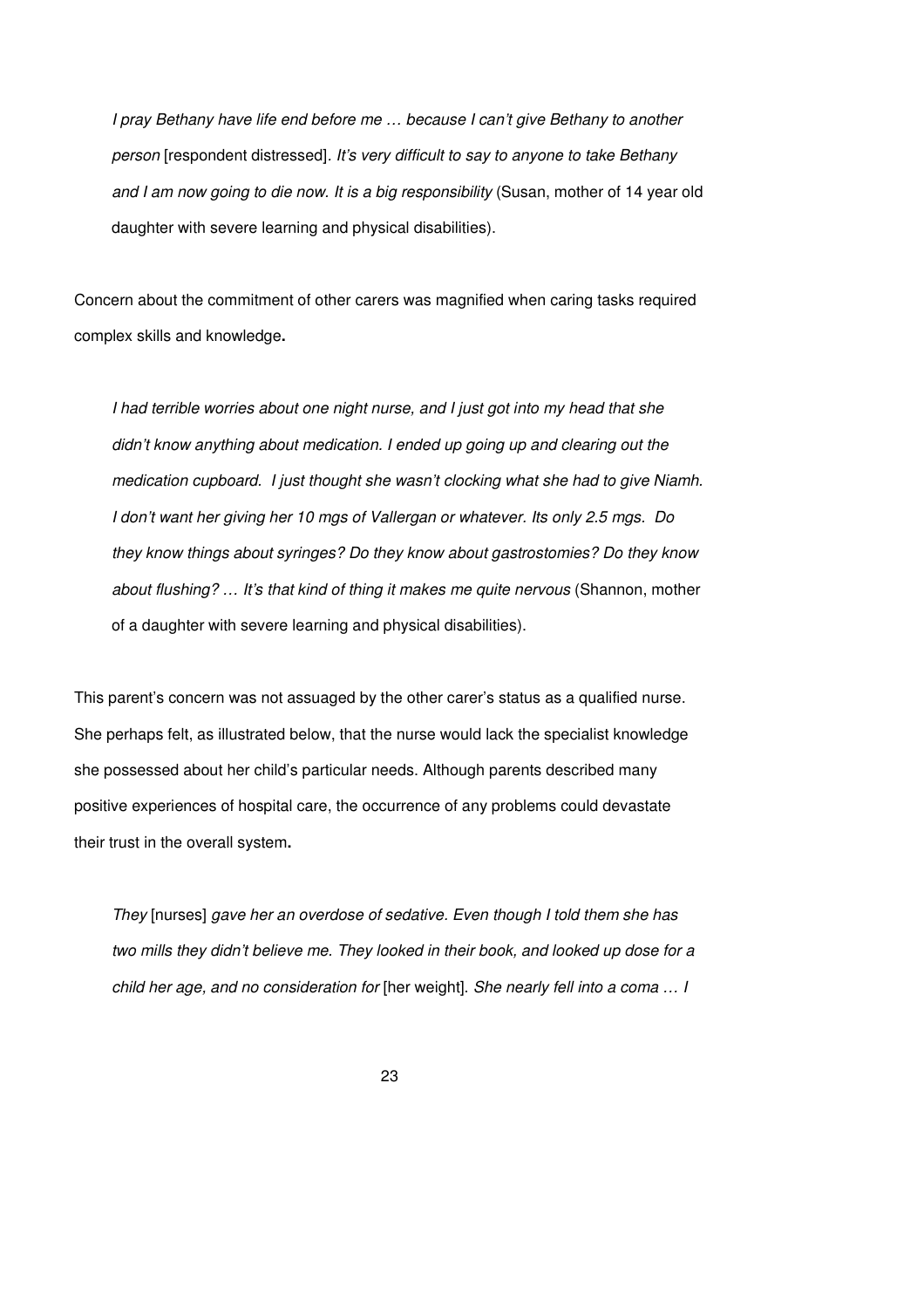> *I pray Bethany have life end before me … because I can't give Bethany to another person* [respondent distressed]. *It's very difficult to say to anyone to take Bethany and I am now going to die now. It is a big responsibility* (Susan, mother of 14 year old daughter with severe learning and physical disabilities).

Concern about the commitment of other carers was magnified when caring tasks required complex skills and knowledge**.**

> *I had terrible worries about one night nurse, and I just got into my head that she didn't know anything about medication. I ended up going up and clearing out the medication cupboard. I just thought she wasn't clocking what she had to give Niamh. I don't want her giving her 10 mgs of Vallergan or whatever. Its only 2.5 mgs. Do they know things about syringes? Do they know about gastrostomies? Do they know about flushing? … It's that kind of thing it makes me quite nervous* (Shannon, mother of a daughter with severe learning and physical disabilities).

This parent's concern was not assuaged by the other carer's status as a qualified nurse. She perhaps felt, as illustrated below, that the nurse would lack the specialist knowledge she possessed about her child's particular needs. Although parents described many positive experiences of hospital care, the occurrence of any problems could devastate their trust in the overall system**.**

> *They* [nurses] *gave her an overdose of sedative. Even though I told them she has two mills they didn't believe me. They looked in their book, and looked up dose for a child her age, and no consideration for* [her weight]. *She nearly fell into a coma … I*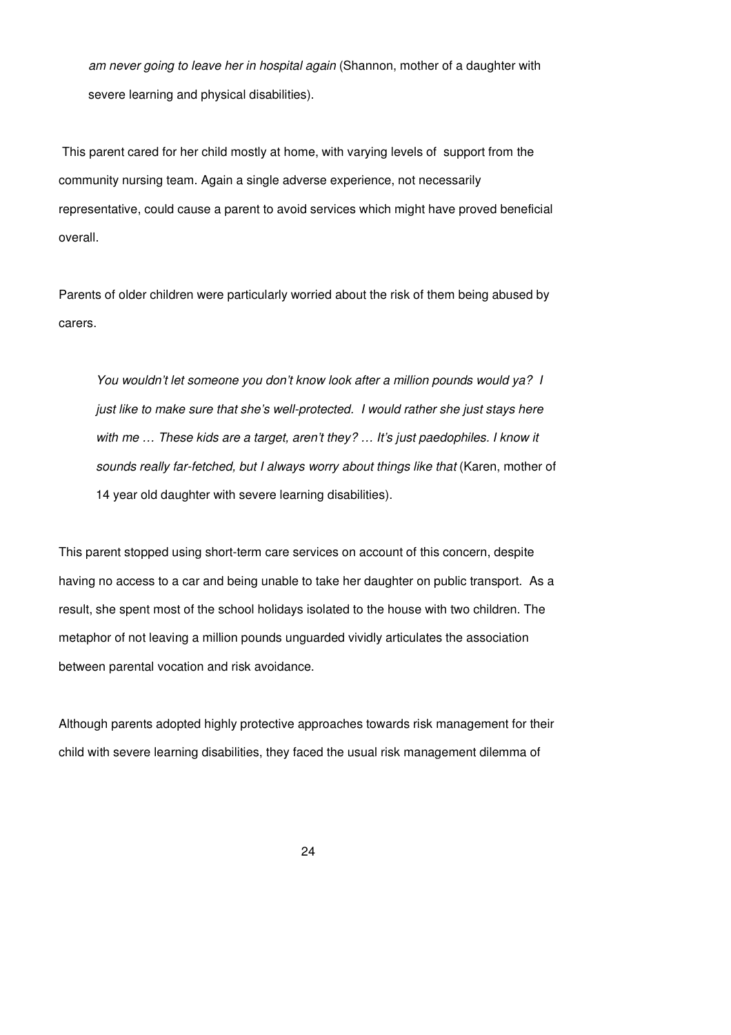*am never going to leave her in hospital again* (Shannon, mother of a daughter with severe learning and physical disabilities).

This parent cared for her child mostly at home, with varying levels of support from the community nursing team. Again a single adverse experience, not necessarily representative, could cause a parent to avoid services which might have proved beneficial overall.

Parents of older children were particularly worried about the risk of them being abused by carers.

> *You wouldn't let someone you don't know look after a million pounds would ya? I just like to make sure that she's well-protected. I would rather she just stays here with me … These kids are a target, aren't they? … It's just paedophiles. I know it sounds really far-fetched, but I always worry about things like that* (Karen, mother of 14 year old daughter with severe learning disabilities).

This parent stopped using short-term care services on account of this concern, despite having no access to a car and being unable to take her daughter on public transport. As a result, she spent most of the school holidays isolated to the house with two children. The metaphor of not leaving a million pounds unguarded vividly articulates the association between parental vocation and risk avoidance.

Although parents adopted highly protective approaches towards risk management for their child with severe learning disabilities, they faced the usual risk management dilemma of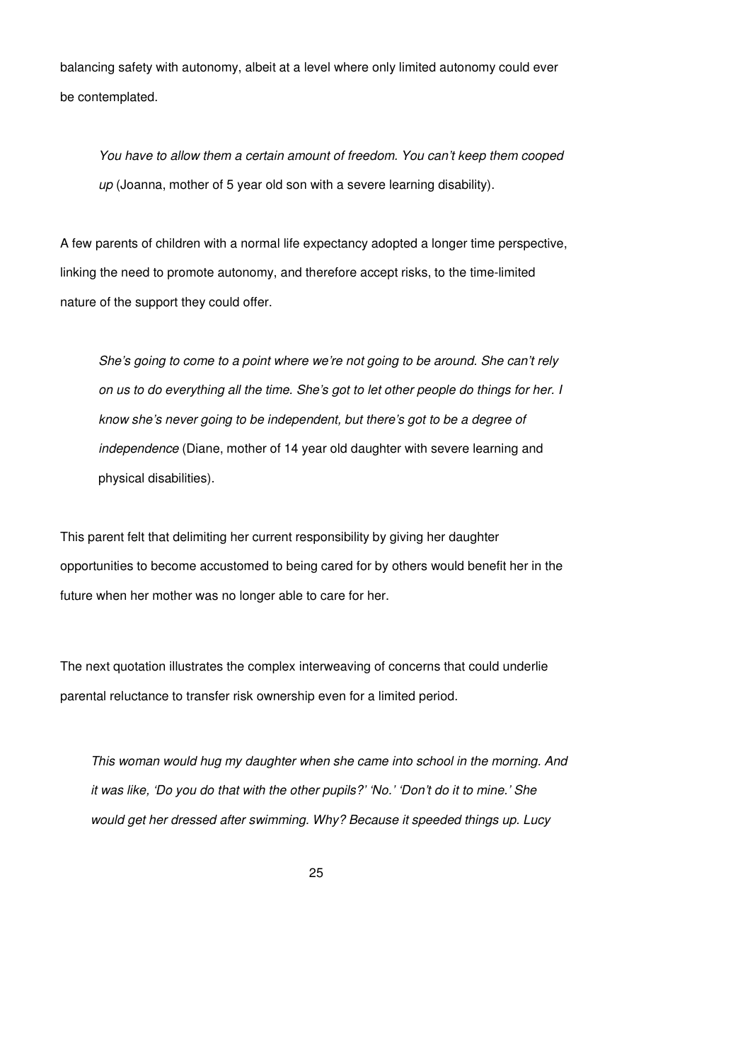balancing safety with autonomy, albeit at a level where only limited autonomy could ever be contemplated.

> *You have to allow them a certain amount of freedom. You can't keep them cooped up* (Joanna, mother of 5 year old son with a severe learning disability).

A few parents of children with a normal life expectancy adopted a longer time perspective, linking the need to promote autonomy, and therefore accept risks, to the time-limited nature of the support they could offer.

> *She's going to come to a point where we're not going to be around. She can't rely on us to do everything all the time. She's got to let other people do things for her. I know she's never going to be independent, but there's got to be a degree of independence* (Diane, mother of 14 year old daughter with severe learning and physical disabilities).

This parent felt that delimiting her current responsibility by giving her daughter opportunities to become accustomed to being cared for by others would benefit her in the future when her mother was no longer able to care for her.

The next quotation illustrates the complex interweaving of concerns that could underlie parental reluctance to transfer risk ownership even for a limited period.

> *This woman would hug my daughter when she came into school in the morning. And it was like, 'Do you do that with the other pupils?' 'No.' 'Don't do it to mine.' She would get her dressed after swimming. Why? Because it speeded things up. Lucy*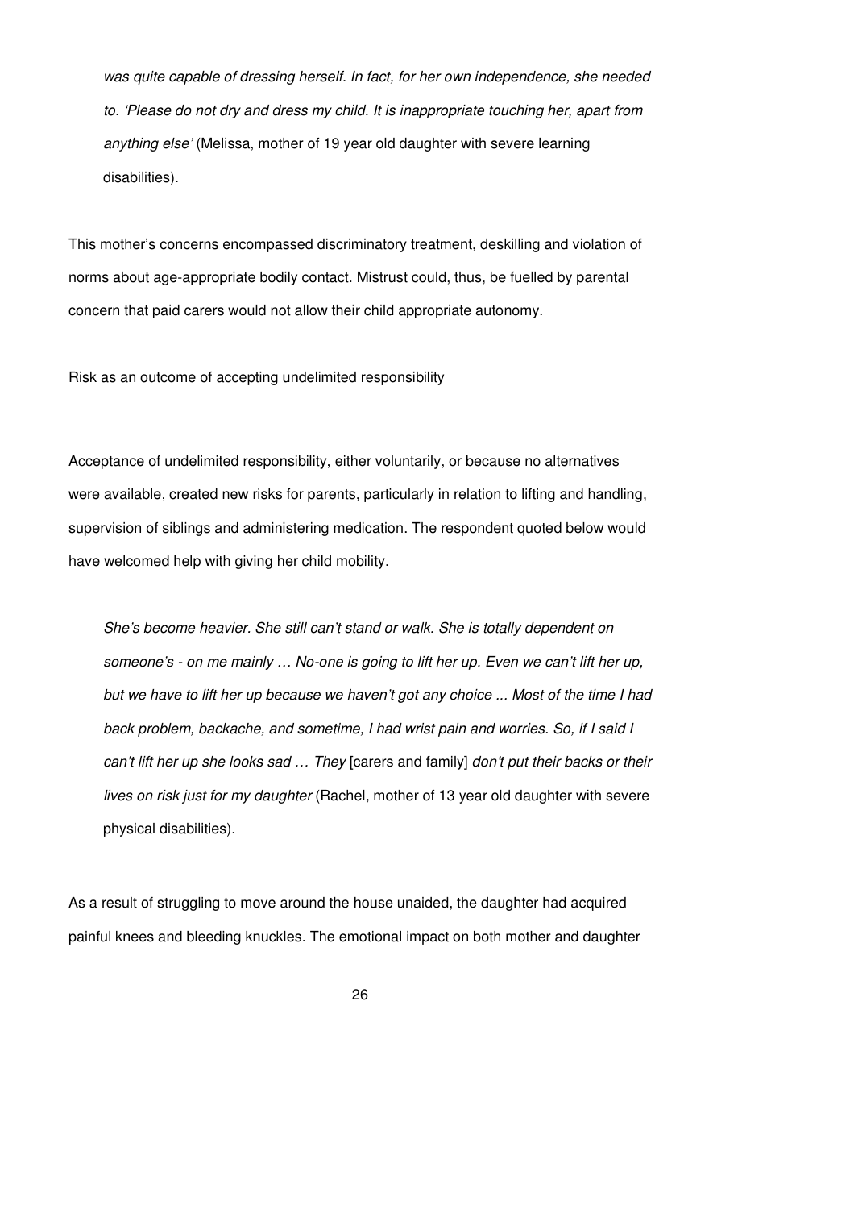> *was quite capable of dressing herself. In fact, for her own independence, she needed to. 'Please do not dry and dress my child. It is inappropriate touching her, apart from anything else'* (Melissa, mother of 19 year old daughter with severe learning disabilities).

This mother's concerns encompassed discriminatory treatment, deskilling and violation of norms about age-appropriate bodily contact. Mistrust could, thus, be fuelled by parental concern that paid carers would not allow their child appropriate autonomy.

### Risk as an outcome of accepting undelimited responsibility

Acceptance of undelimited responsibility, either voluntarily, or because no alternatives were available, created new risks for parents, particularly in relation to lifting and handling, supervision of siblings and administering medication. The respondent quoted below would have welcomed help with giving her child mobility.

> *She's become heavier. She still can't stand or walk. She is totally dependent on someone's - on me mainly … No-one is going to lift her up. Even we can't lift her up, but we have to lift her up because we haven't got any choice ... Most of the time I had back problem, backache, and sometime, I had wrist pain and worries. So, if I said I can't lift her up she looks sad … They* [carers and family] *don't put their backs or their lives on risk just for my daughter* (Rachel, mother of 13 year old daughter with severe physical disabilities).

As a result of struggling to move around the house unaided, the daughter had acquired painful knees and bleeding knuckles. The emotional impact on both mother and daughter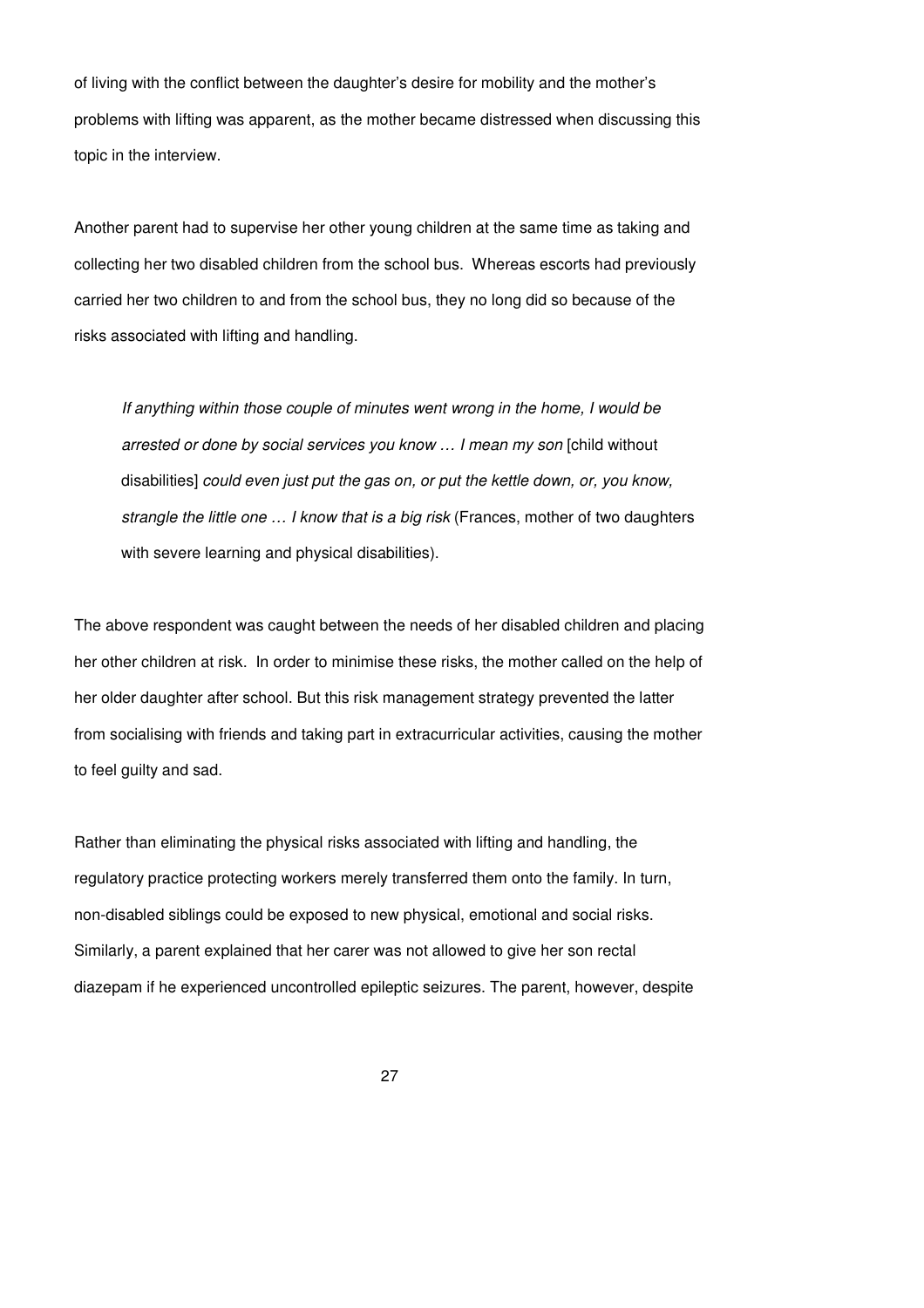of living with the conflict between the daughter's desire for mobility and the mother's problems with lifting was apparent, as the mother became distressed when discussing this topic in the interview.

Another parent had to supervise her other young children at the same time as taking and collecting her two disabled children from the school bus. Whereas escorts had previously carried her two children to and from the school bus, they no long did so because of the risks associated with lifting and handling.

> *If anything within those couple of minutes went wrong in the home, I would be arrested or done by social services you know … I mean my son* [child without disabilities] *could even just put the gas on, or put the kettle down, or, you know, strangle the little one … I know that is a big risk* (Frances, mother of two daughters with severe learning and physical disabilities).

The above respondent was caught between the needs of her disabled children and placing her other children at risk. In order to minimise these risks, the mother called on the help of her older daughter after school. But this risk management strategy prevented the latter from socialising with friends and taking part in extracurricular activities, causing the mother to feel guilty and sad.

Rather than eliminating the physical risks associated with lifting and handling, the regulatory practice protecting workers merely transferred them onto the family. In turn, non-disabled siblings could be exposed to new physical, emotional and social risks. Similarly, a parent explained that her carer was not allowed to give her son rectal diazepam if he experienced uncontrolled epileptic seizures. The parent, however, despite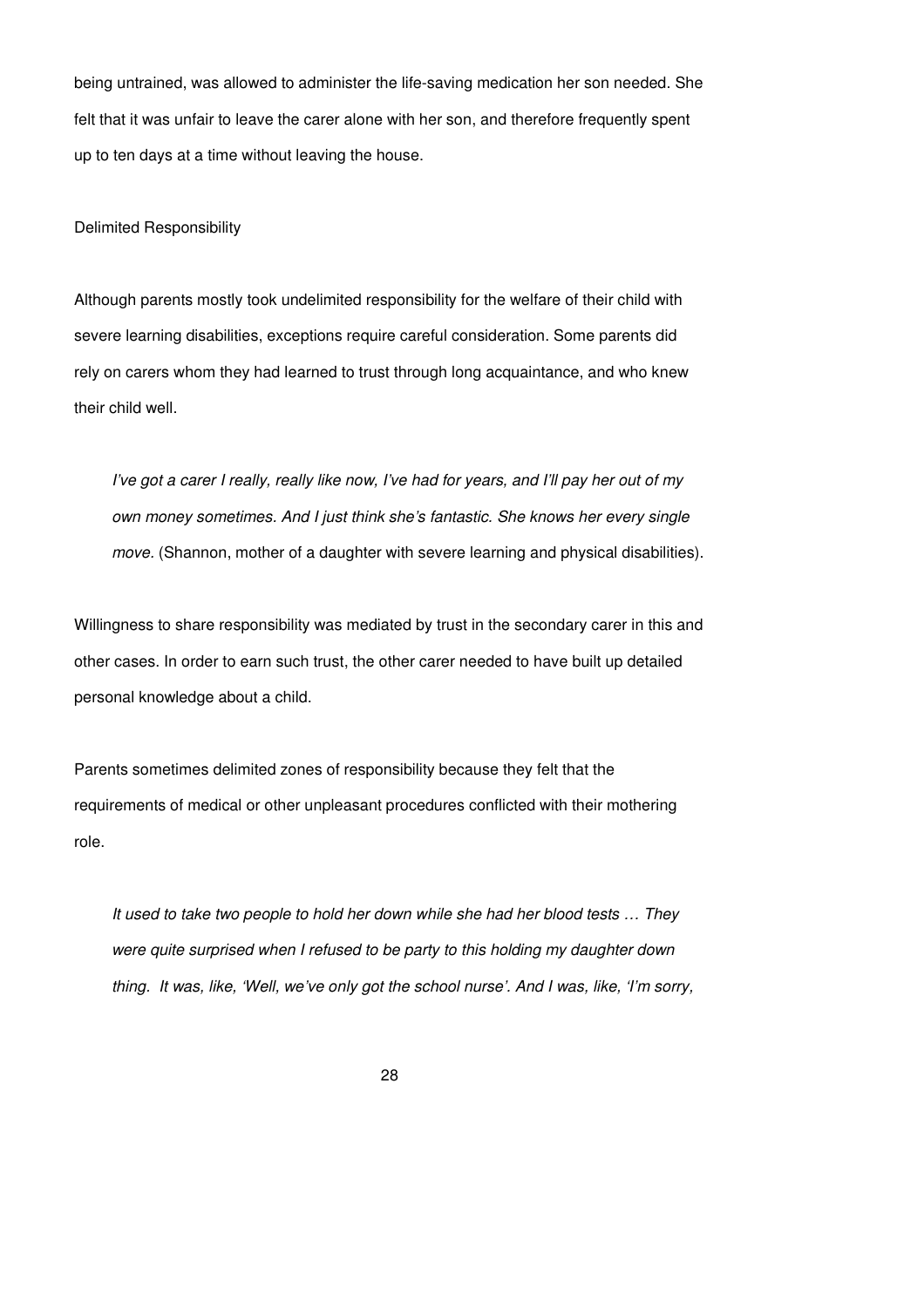being untrained, was allowed to administer the life-saving medication her son needed. She felt that it was unfair to leave the carer alone with her son, and therefore frequently spent up to ten days at a time without leaving the house.

### Delimited Responsibility

Although parents mostly took undelimited responsibility for the welfare of their child with severe learning disabilities, exceptions require careful consideration. Some parents did rely on carers whom they had learned to trust through long acquaintance, and who knew their child well.

> *I've got a carer I really, really like now, I've had for years, and I'll pay her out of my own money sometimes. And I just think she's fantastic. She knows her every single move.* (Shannon, mother of a daughter with severe learning and physical disabilities).

Willingness to share responsibility was mediated by trust in the secondary carer in this and other cases. In order to earn such trust, the other carer needed to have built up detailed personal knowledge about a child.

Parents sometimes delimited zones of responsibility because they felt that the requirements of medical or other unpleasant procedures conflicted with their mothering role.

> *It used to take two people to hold her down while she had her blood tests … They were quite surprised when I refused to be party to this holding my daughter down thing. It was, like, 'Well, we've only got the school nurse'. And I was, like, 'I'm sorry,*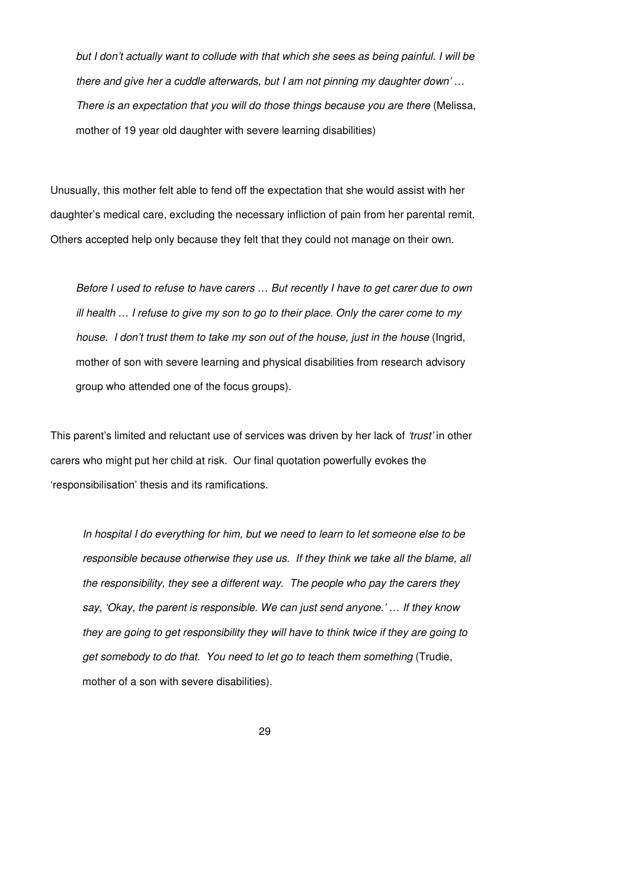> *but I don't actually want to collude with that which she sees as being painful. I will be there and give her a cuddle afterwards, but I am not pinning my daughter down' … There is an expectation that you will do those things because you are there* (Melissa, mother of 19 year old daughter with severe learning disabilities)

Unusually, this mother felt able to fend off the expectation that she would assist with her daughter's medical care, excluding the necessary infliction of pain from her parental remit. Others accepted help only because they felt that they could not manage on their own.

> *Before I used to refuse to have carers … But recently I have to get carer due to own ill health … I refuse to give my son to go to their place. Only the carer come to my house. I don't trust them to take my son out of the house, just in the house* (Ingrid, mother of son with severe learning and physical disabilities from research advisory group who attended one of the focus groups).

This parent's limited and reluctant use of services was driven by her lack of *'trust'* in other carers who might put her child at risk. Our final quotation powerfully evokes the 'responsibilisation' thesis and its ramifications.

> *In hospital I do everything for him, but we need to learn to let someone else to be responsible because otherwise they use us. If they think we take all the blame, all the responsibility, they see a different way. The people who pay the carers they say, 'Okay, the parent is responsible. We can just send anyone.' … If they know they are going to get responsibility they will have to think twice if they are going to get somebody to do that. You need to let go to teach them something* (Trudie, mother of a son with severe disabilities).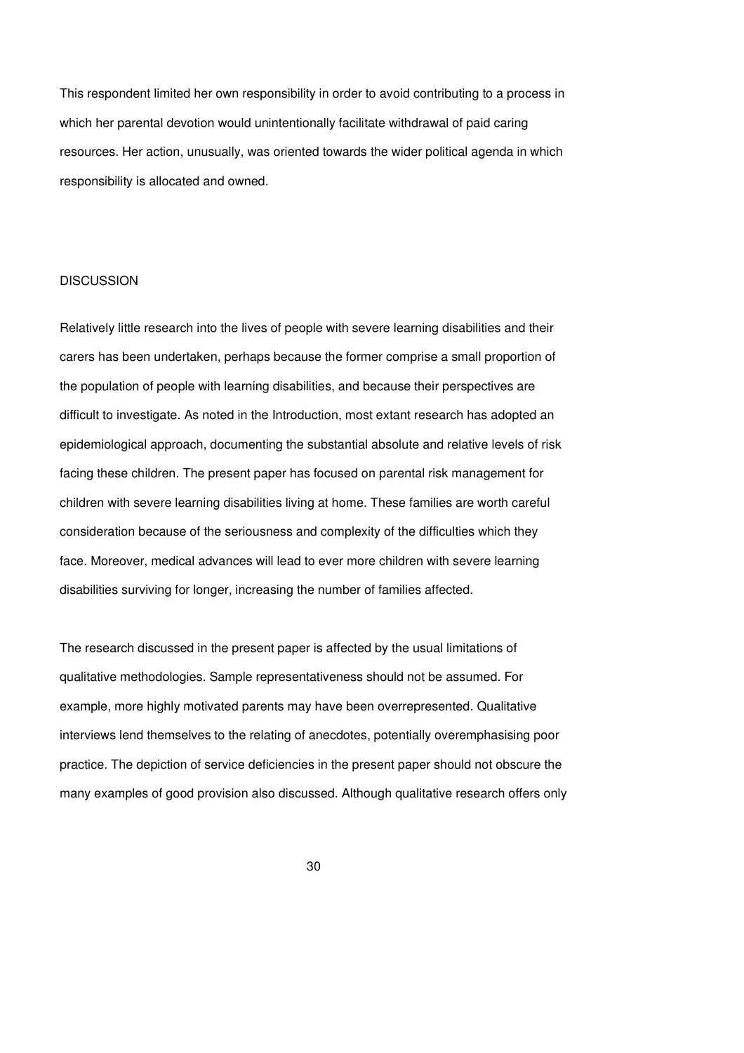This respondent limited her own responsibility in order to avoid contributing to a process in which her parental devotion would unintentionally facilitate withdrawal of paid caring resources. Her action, unusually, was oriented towards the wider political agenda in which responsibility is allocated and owned.

## DISCUSSION

Relatively little research into the lives of people with severe learning disabilities and their carers has been undertaken, perhaps because the former comprise a small proportion of the population of people with learning disabilities, and because their perspectives are difficult to investigate. As noted in the Introduction, most extant research has adopted an epidemiological approach, documenting the substantial absolute and relative levels of risk facing these children. The present paper has focused on parental risk management for children with severe learning disabilities living at home. These families are worth careful consideration because of the seriousness and complexity of the difficulties which they face. Moreover, medical advances will lead to ever more children with severe learning disabilities surviving for longer, increasing the number of families affected.

The research discussed in the present paper is affected by the usual limitations of qualitative methodologies. Sample representativeness should not be assumed. For example, more highly motivated parents may have been overrepresented. Qualitative interviews lend themselves to the relating of anecdotes, potentially overemphasising poor practice. The depiction of service deficiencies in the present paper should not obscure the many examples of good provision also discussed. Although qualitative research offers only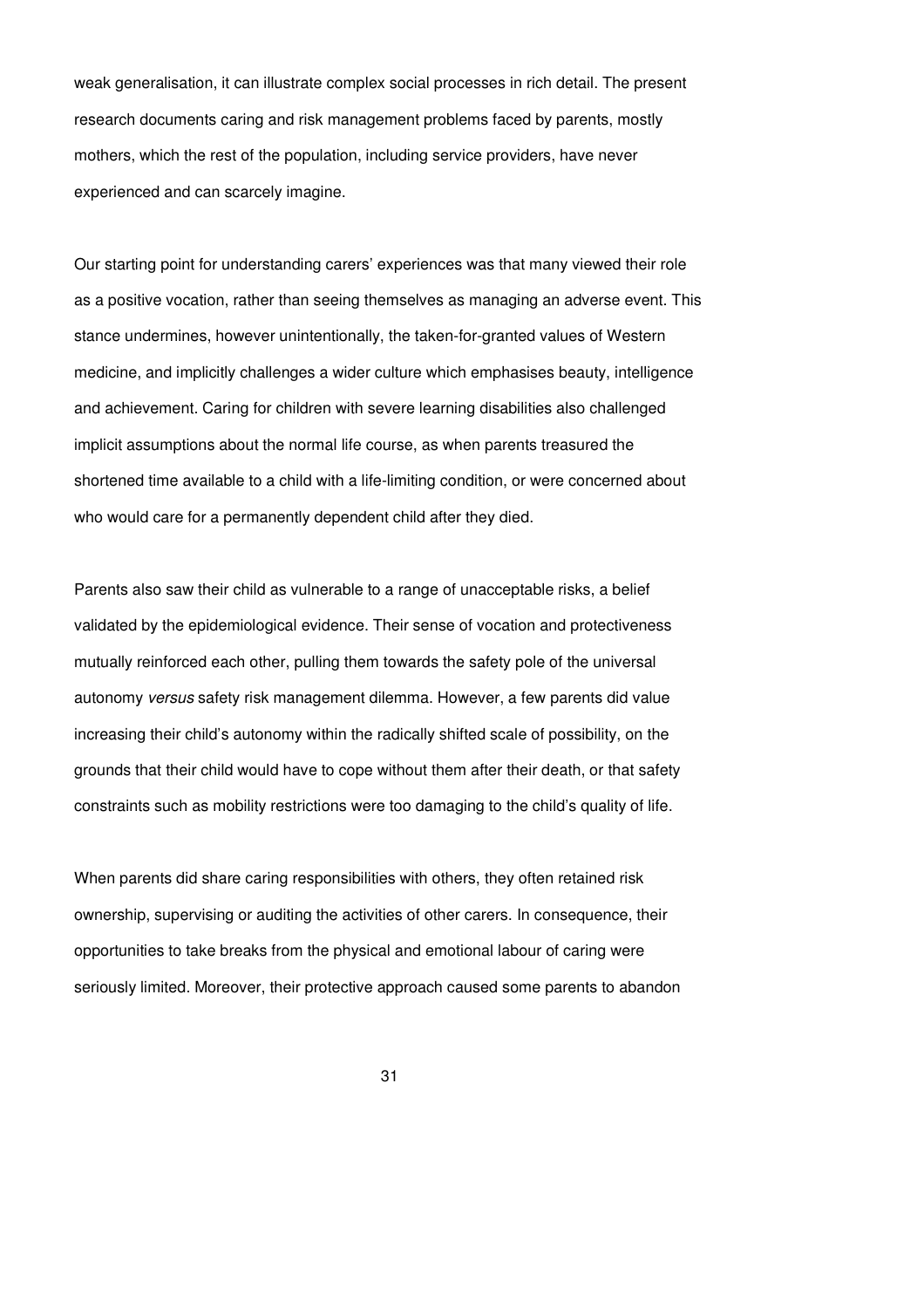weak generalisation, it can illustrate complex social processes in rich detail. The present research documents caring and risk management problems faced by parents, mostly mothers, which the rest of the population, including service providers, have never experienced and can scarcely imagine.

Our starting point for understanding carers' experiences was that many viewed their role as a positive vocation, rather than seeing themselves as managing an adverse event. This stance undermines, however unintentionally, the taken-for-granted values of Western medicine, and implicitly challenges a wider culture which emphasises beauty, intelligence and achievement. Caring for children with severe learning disabilities also challenged implicit assumptions about the normal life course, as when parents treasured the shortened time available to a child with a life-limiting condition, or were concerned about who would care for a permanently dependent child after they died.

Parents also saw their child as vulnerable to a range of unacceptable risks, a belief validated by the epidemiological evidence. Their sense of vocation and protectiveness mutually reinforced each other, pulling them towards the safety pole of the universal autonomy *versus* safety risk management dilemma. However, a few parents did value increasing their child's autonomy within the radically shifted scale of possibility, on the grounds that their child would have to cope without them after their death, or that safety constraints such as mobility restrictions were too damaging to the child's quality of life.

When parents did share caring responsibilities with others, they often retained risk ownership, supervising or auditing the activities of other carers. In consequence, their opportunities to take breaks from the physical and emotional labour of caring were seriously limited. Moreover, their protective approach caused some parents to abandon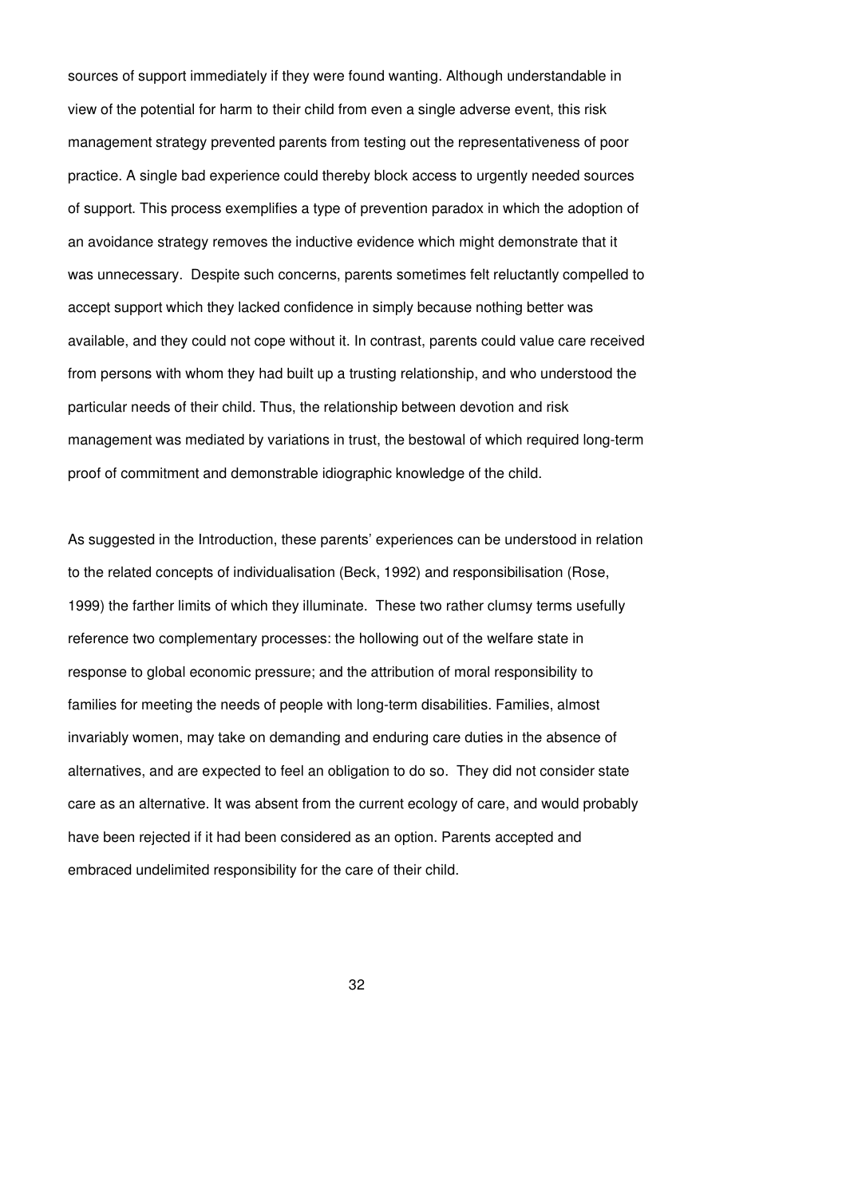sources of support immediately if they were found wanting. Although understandable in view of the potential for harm to their child from even a single adverse event, this risk management strategy prevented parents from testing out the representativeness of poor practice. A single bad experience could thereby block access to urgently needed sources of support. This process exemplifies a type of prevention paradox in which the adoption of an avoidance strategy removes the inductive evidence which might demonstrate that it was unnecessary. Despite such concerns, parents sometimes felt reluctantly compelled to accept support which they lacked confidence in simply because nothing better was available, and they could not cope without it. In contrast, parents could value care received from persons with whom they had built up a trusting relationship, and who understood the particular needs of their child. Thus, the relationship between devotion and risk management was mediated by variations in trust, the bestowal of which required long-term proof of commitment and demonstrable idiographic knowledge of the child.

As suggested in the Introduction, these parents' experiences can be understood in relation to the related concepts of individualisation (Beck, 1992) and responsibilisation (Rose, 1999) the farther limits of which they illuminate. These two rather clumsy terms usefully reference two complementary processes: the hollowing out of the welfare state in response to global economic pressure; and the attribution of moral responsibility to families for meeting the needs of people with long-term disabilities. Families, almost invariably women, may take on demanding and enduring care duties in the absence of alternatives, and are expected to feel an obligation to do so. They did not consider state care as an alternative. It was absent from the current ecology of care, and would probably have been rejected if it had been considered as an option. Parents accepted and embraced undelimited responsibility for the care of their child.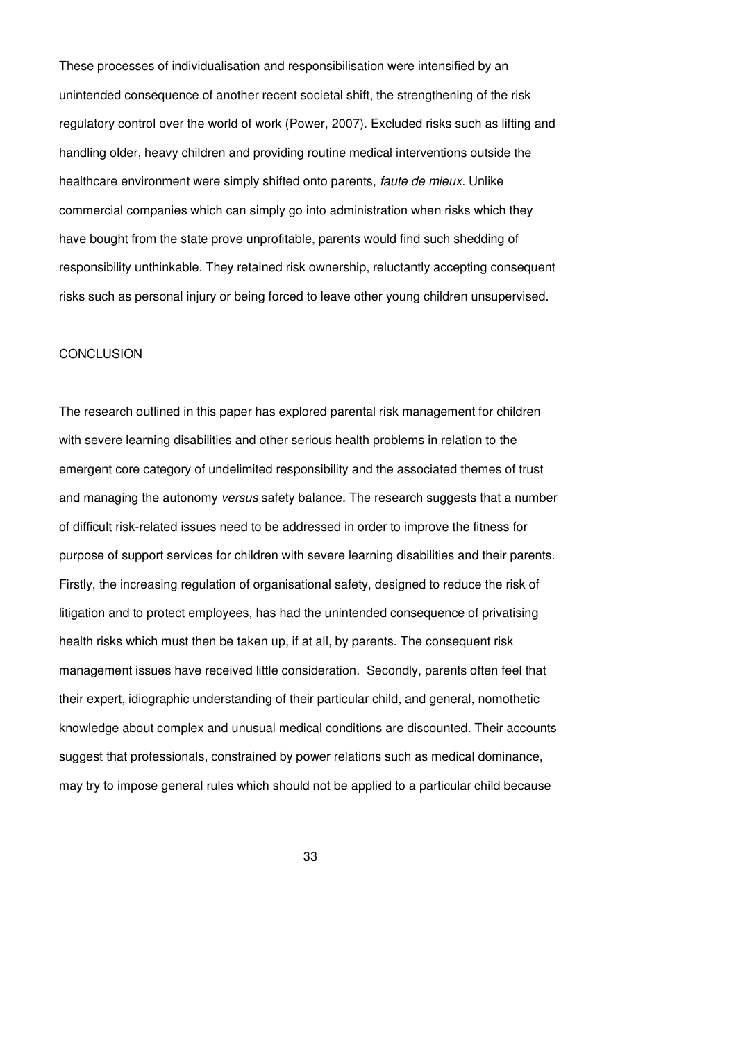These processes of individualisation and responsibilisation were intensified by an unintended consequence of another recent societal shift, the strengthening of the risk regulatory control over the world of work (Power, 2007). Excluded risks such as lifting and handling older, heavy children and providing routine medical interventions outside the healthcare environment were simply shifted onto parents, *faute de mieux*. Unlike commercial companies which can simply go into administration when risks which they have bought from the state prove unprofitable, parents would find such shedding of responsibility unthinkable. They retained risk ownership, reluctantly accepting consequent risks such as personal injury or being forced to leave other young children unsupervised.

## CONCLUSION

The research outlined in this paper has explored parental risk management for children with severe learning disabilities and other serious health problems in relation to the emergent core category of undelimited responsibility and the associated themes of trust and managing the autonomy *versus* safety balance. The research suggests that a number of difficult risk-related issues need to be addressed in order to improve the fitness for purpose of support services for children with severe learning disabilities and their parents. Firstly, the increasing regulation of organisational safety, designed to reduce the risk of litigation and to protect employees, has had the unintended consequence of privatising health risks which must then be taken up, if at all, by parents. The consequent risk management issues have received little consideration. Secondly, parents often feel that their expert, idiographic understanding of their particular child, and general, nomothetic knowledge about complex and unusual medical conditions are discounted. Their accounts suggest that professionals, constrained by power relations such as medical dominance, may try to impose general rules which should not be applied to a particular child because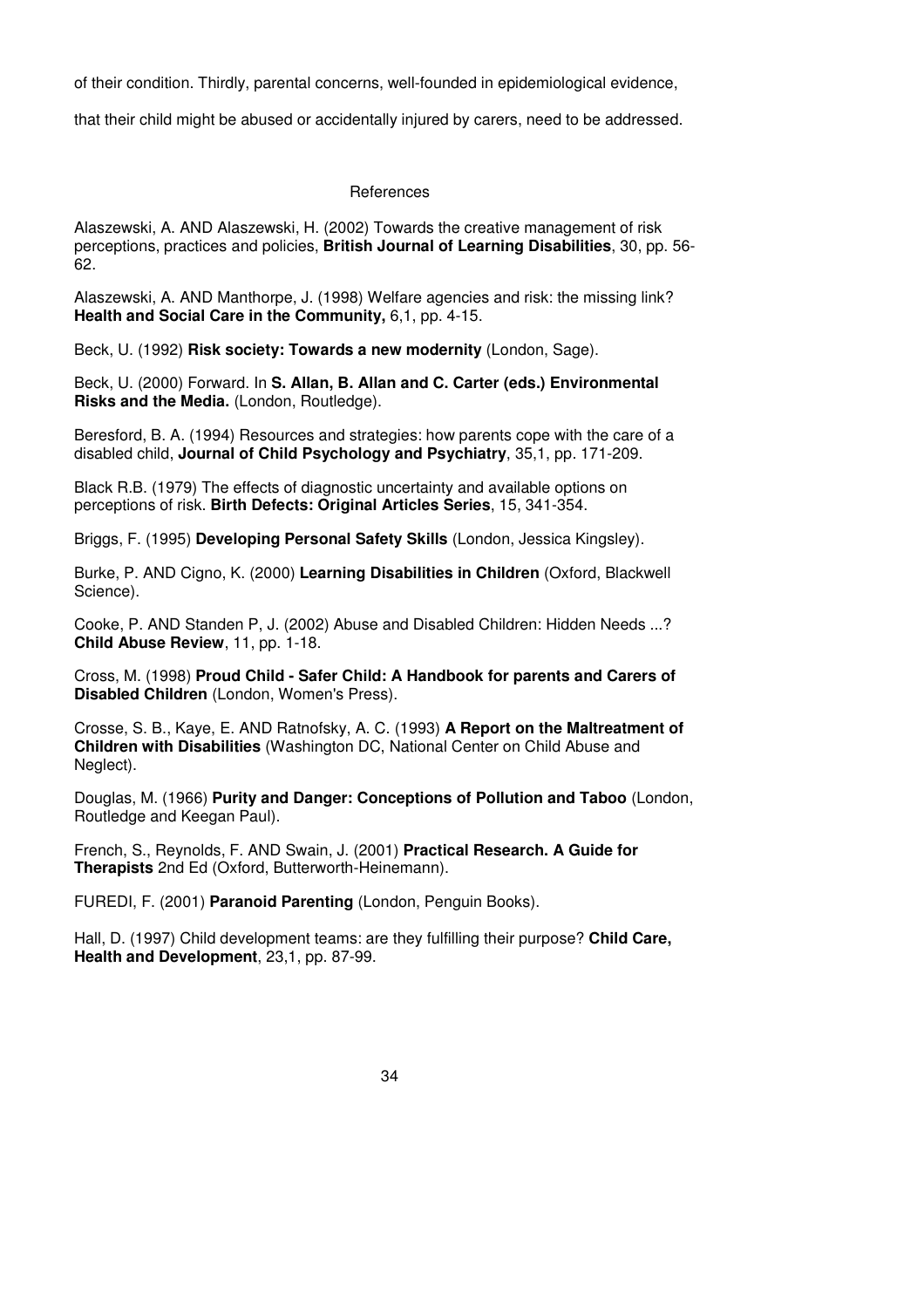of their condition. Thirdly, parental concerns, well-founded in epidemiological evidence, that their child might be abused or accidentally injured by carers, need to be addressed.

## References

Alaszewski, A. AND Alaszewski, H. (2002) Towards the creative management of risk perceptions, practices and policies, **British Journal of Learning Disabilities**, 30, pp. 56-62.

Alaszewski, A. AND Manthorpe, J. (1998) Welfare agencies and risk: the missing link? **Health and Social Care in the Community,** 6,1, pp. 4-15.

Beck, U. (1992) **Risk society: Towards a new modernity** (London, Sage).

Beck, U. (2000) Forward. In **S. Allan, B. Allan and C. Carter (eds.) Environmental Risks and the Media.** (London, Routledge).

Beresford, B. A. (1994) Resources and strategies: how parents cope with the care of a disabled child, **Journal of Child Psychology and Psychiatry**, 35,1, pp. 171-209.

Black R.B. (1979) The effects of diagnostic uncertainty and available options on perceptions of risk. **Birth Defects: Original Articles Series**, 15, 341-354.

Briggs, F. (1995) **Developing Personal Safety Skills** (London, Jessica Kingsley).

Burke, P. AND Cigno, K. (2000) **Learning Disabilities in Children** (Oxford, Blackwell Science).

Cooke, P. AND Standen P, J. (2002) Abuse and Disabled Children: Hidden Needs ...? **Child Abuse Review**, 11, pp. 1-18.

Cross, M. (1998) **Proud Child - Safer Child: A Handbook for parents and Carers of Disabled Children** (London, Women's Press).

Crosse, S. B., Kaye, E. AND Ratnofsky, A. C. (1993) **A Report on the Maltreatment of Children with Disabilities** (Washington DC, National Center on Child Abuse and Neglect).

Douglas, M. (1966) **Purity and Danger: Conceptions of Pollution and Taboo** (London, Routledge and Keegan Paul).

French, S., Reynolds, F. AND Swain, J. (2001) **Practical Research. A Guide for Therapists** 2nd Ed (Oxford, Butterworth-Heinemann).

FUREDI, F. (2001) **Paranoid Parenting** (London, Penguin Books).

Hall, D. (1997) Child development teams: are they fulfilling their purpose? **Child Care, Health and Development**, 23,1, pp. 87-99.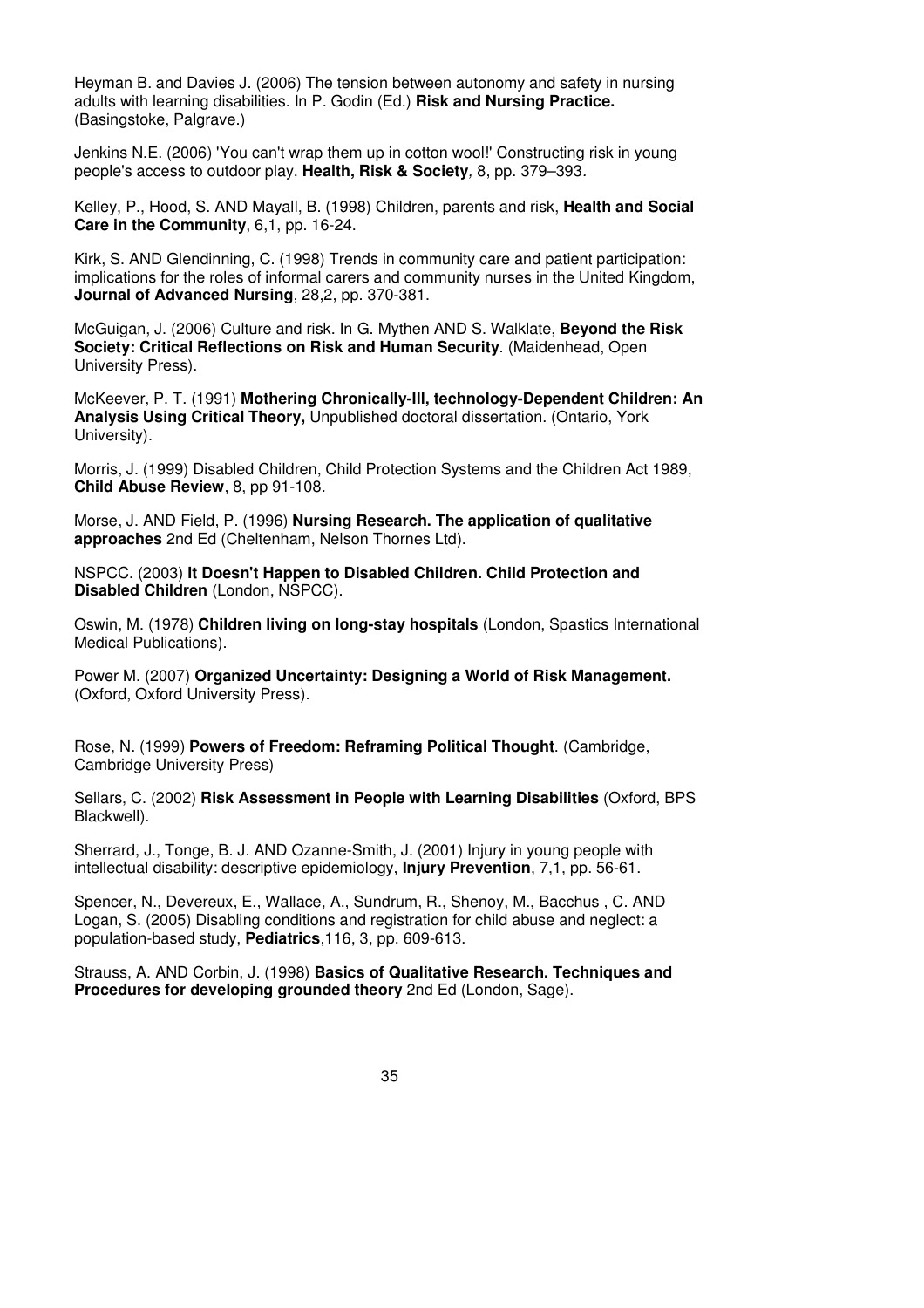Heyman B. and Davies J. (2006) The tension between autonomy and safety in nursing adults with learning disabilities. In P. Godin (Ed.) **Risk and Nursing Practice.** (Basingstoke, Palgrave.)

Jenkins N.E. (2006) 'You can't wrap them up in cotton wool!' Constructing risk in young people's access to outdoor play. **Health, Risk & Society**, 8, pp. 379–393.

Kelley, P., Hood, S. AND Mayall, B. (1998) Children, parents and risk, **Health and Social Care in the Community**, 6,1, pp. 16-24.

Kirk, S. AND Glendinning, C. (1998) Trends in community care and patient participation: implications for the roles of informal carers and community nurses in the United Kingdom, **Journal of Advanced Nursing**, 28,2, pp. 370-381.

McGuigan, J. (2006) Culture and risk. In G. Mythen AND S. Walklate, **Beyond the Risk Society: Critical Reflections on Risk and Human Security**. (Maidenhead, Open University Press).

McKeever, P. T. (1991) **Mothering Chronically-Ill, technology-Dependent Children: An Analysis Using Critical Theory,** Unpublished doctoral dissertation. (Ontario, York University).

Morris, J. (1999) Disabled Children, Child Protection Systems and the Children Act 1989, **Child Abuse Review**, 8, pp 91-108.

Morse, J. AND Field, P. (1996) **Nursing Research. The application of qualitative approaches** 2nd Ed (Cheltenham, Nelson Thornes Ltd).

NSPCC. (2003) **It Doesn't Happen to Disabled Children. Child Protection and Disabled Children** (London, NSPCC).

Oswin, M. (1978) **Children living on long-stay hospitals** (London, Spastics International Medical Publications).

Power M. (2007) **Organized Uncertainty: Designing a World of Risk Management.** (Oxford, Oxford University Press).

Rose, N. (1999) **Powers of Freedom: Reframing Political Thought**. (Cambridge, Cambridge University Press)

Sellars, C. (2002) **Risk Assessment in People with Learning Disabilities** (Oxford, BPS Blackwell).

Sherrard, J., Tonge, B. J. AND Ozanne-Smith, J. (2001) Injury in young people with intellectual disability: descriptive epidemiology, **Injury Prevention**, 7,1, pp. 56-61.

Spencer, N., Devereux, E., Wallace, A., Sundrum, R., Shenoy, M., Bacchus , C. AND Logan, S. (2005) Disabling conditions and registration for child abuse and neglect: a population-based study, **Pediatrics**,116, 3, pp. 609-613.

Strauss, A. AND Corbin, J. (1998) **Basics of Qualitative Research. Techniques and Procedures for developing grounded theory** 2nd Ed (London, Sage).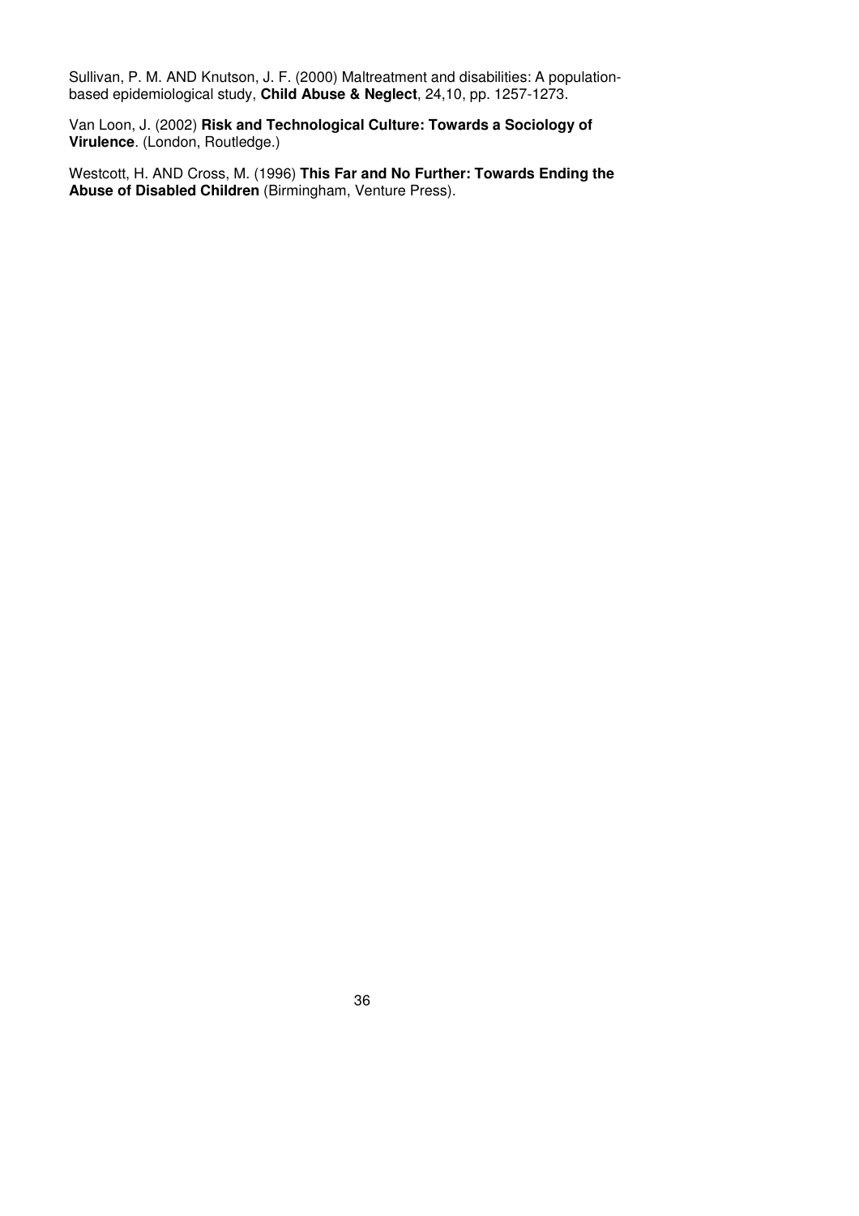Sullivan, P. M. AND Knutson, J. F. (2000) Maltreatment and disabilities: A population-based epidemiological study, **Child Abuse & Neglect**, 24,10, pp. 1257-1273.

Van Loon, J. (2002) **Risk and Technological Culture: Towards a Sociology of Virulence**. (London, Routledge.)

Westcott, H. AND Cross, M. (1996) **This Far and No Further: Towards Ending the Abuse of Disabled Children** (Birmingham, Venture Press).